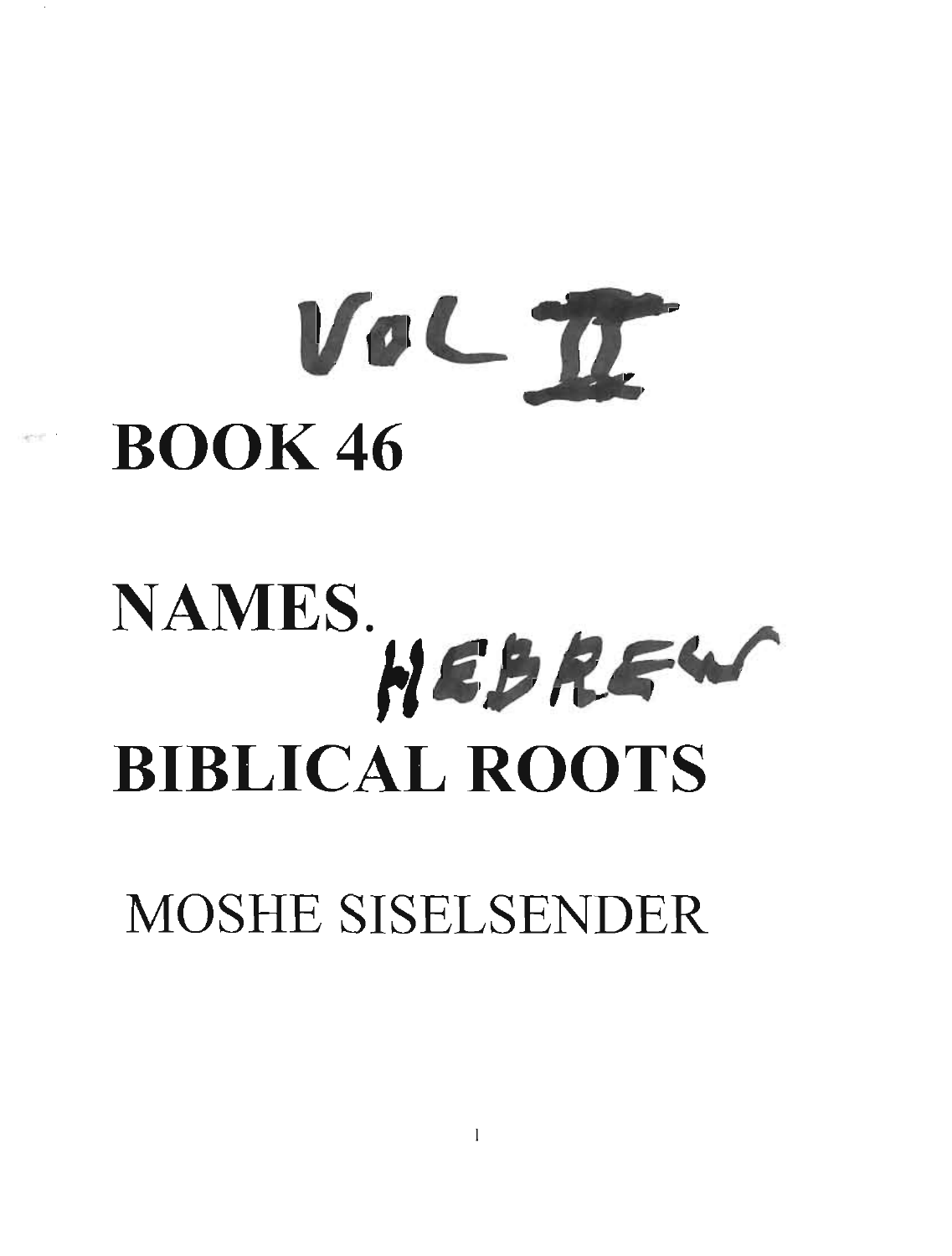VOL II

# BOOK 46

# NAMES. HEBREW

# BIBLICAL ROOTS

MOSHE SISELSENDER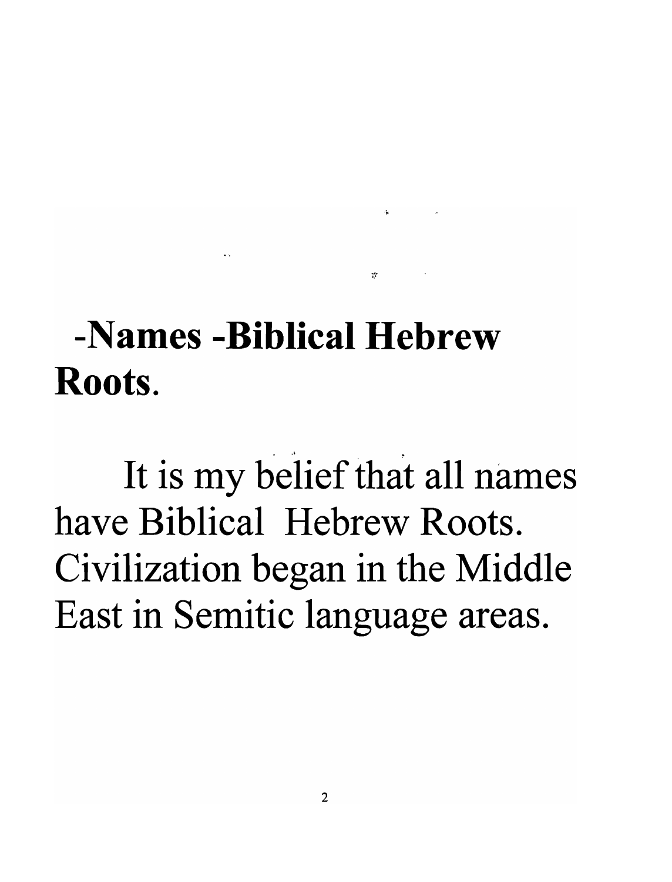## -Names -Biblical Hebrew Roots.

It is my belief that all names have Biblical Hebrew Roots. Civilization began in the Middle East in Semitic language areas.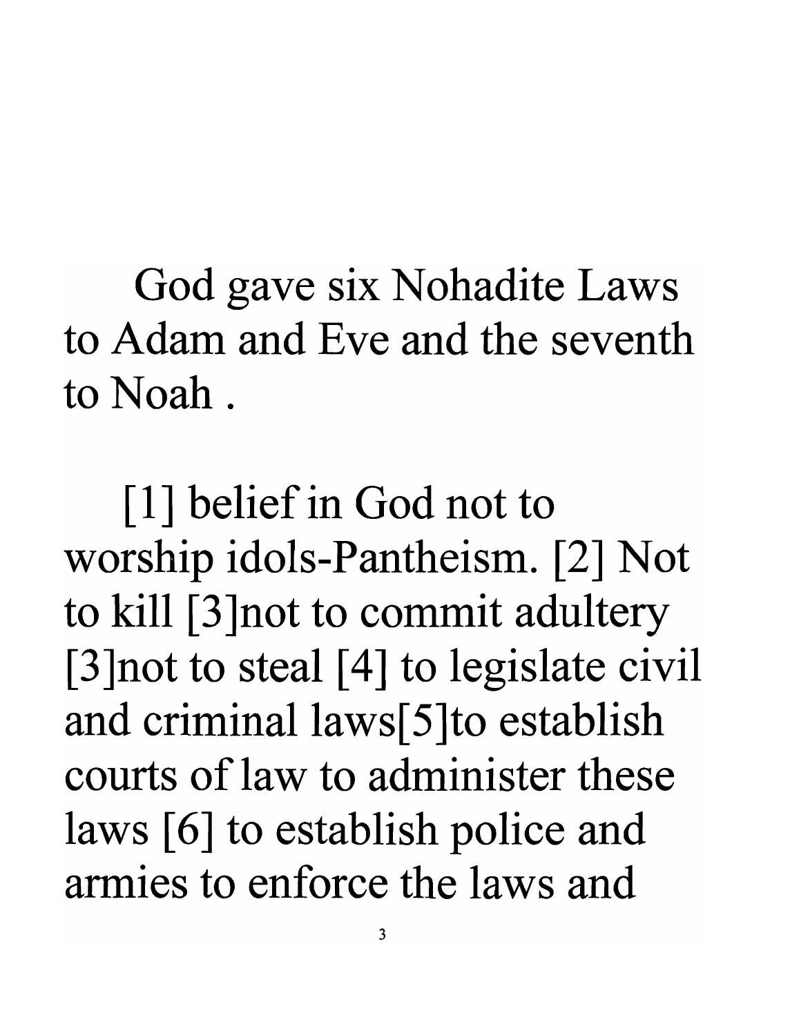God gave six Nohadite Laws to Adam and Eve and the seventh to Noah .

[1] belief in God not to worship idols-Pantheism. [2] Not to kill [3]not to commit adultery [3]not to steal [4] to legislate civil and criminal laws[5]to establish courts of law to administer these laws [6] to establish police and armies to enforce the laws and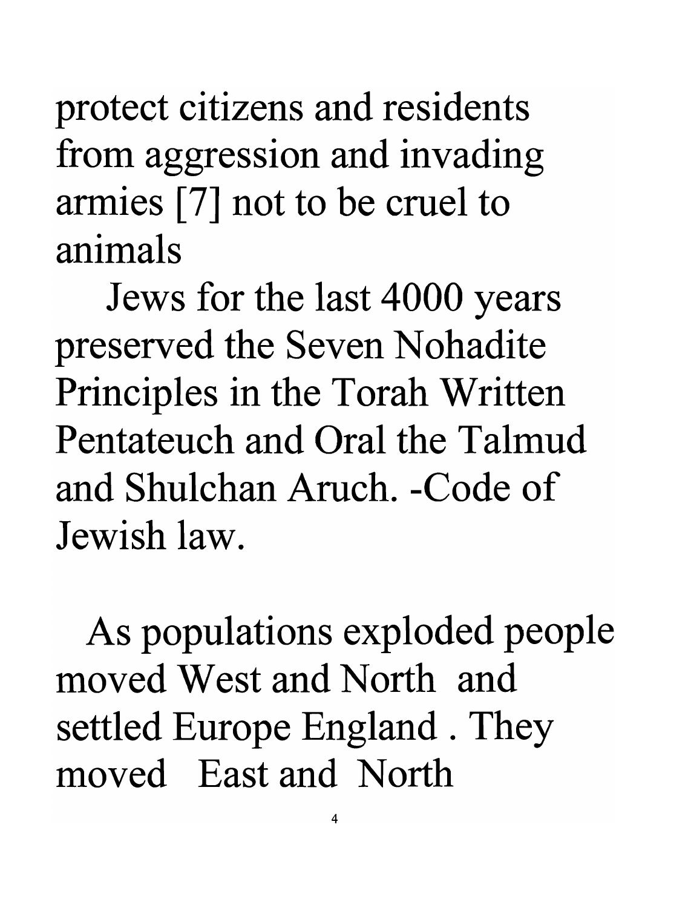protect citizens and residents from aggression and invading armies [7] not to be cruel to animals

Jews for the last 4000 years preserved the Seven Nohadite Principles in the Torah Written Pentateuch and Oral the Talmud and Shulchan Aruch. -Code of Jewish law.

As populations exploded people moved West and North and settled Europe England . They moved East and North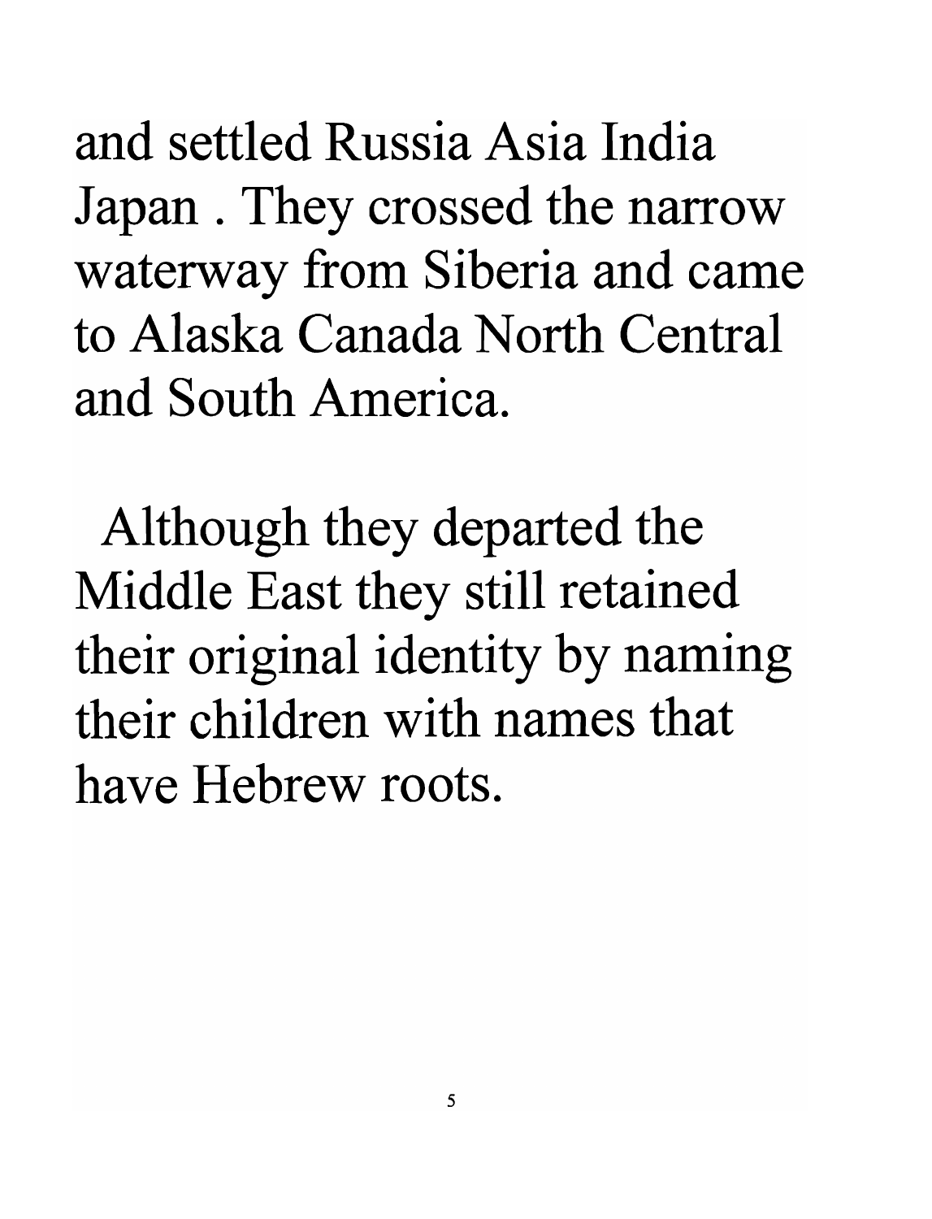and settled Russia Asia India Japan . They crossed the narrow waterway from Siberia and came to Alaska Canada North Central and South America.

Although they departed the Middle East they still retained their original identity by naming their children with names that have Hebrew roots.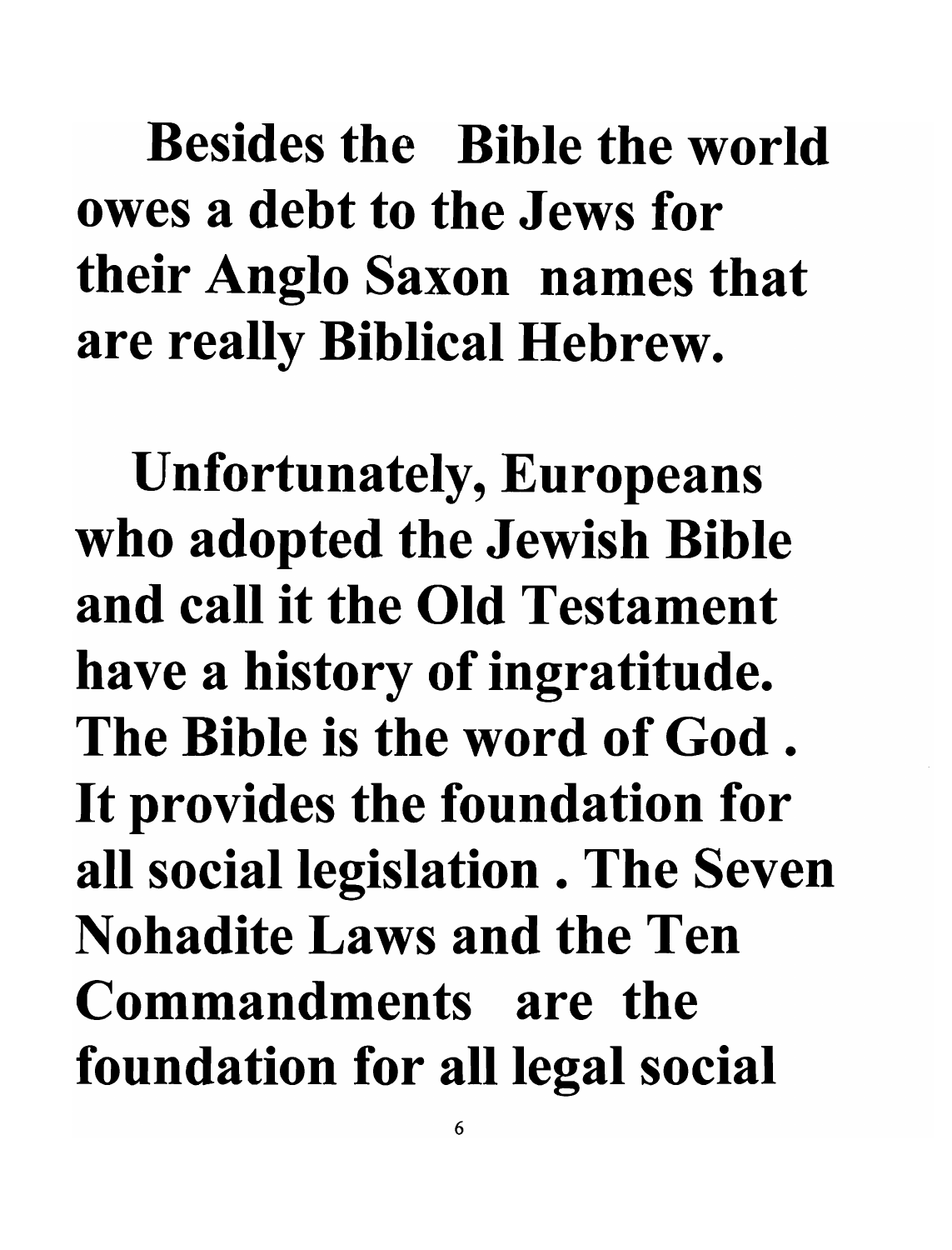**Besides the Bible the world owes a debt to the Jews for their Anglo Saxon names that are really Biblical Hebrew.**

**Unfortunately, Europeans who adopted the Jewish Bible and call it the Old Testament have a history of ingratitude. The Bible is the word of God . It provides the foundation for all social legislation . The Seven Nohadite Laws and the Ten Commandments are the foundation for all legal social**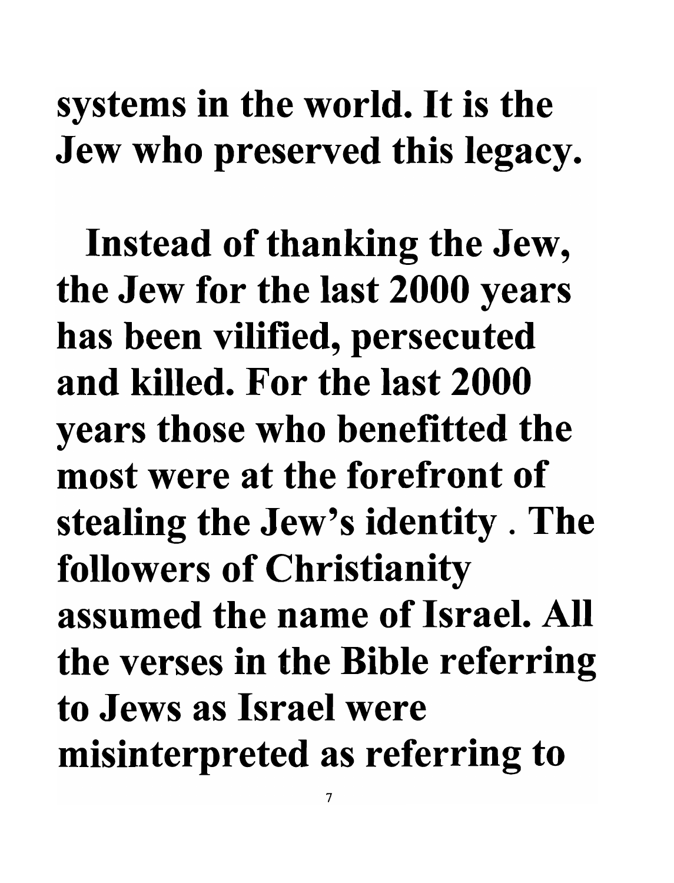**systems in the world. It is the Jew who preserved this legacy.**

**Instead of thanking the Jew, the Jew for the last 2000 years has been vilified, persecuted and killed. For the last 2000 years those who benefitted the most were at the forefront of stealing the Jew's identity . The followers of Christianity assumed the name of Israel. All the verses in the Bible referring to Jews as Israel were misinterpreted as referring to**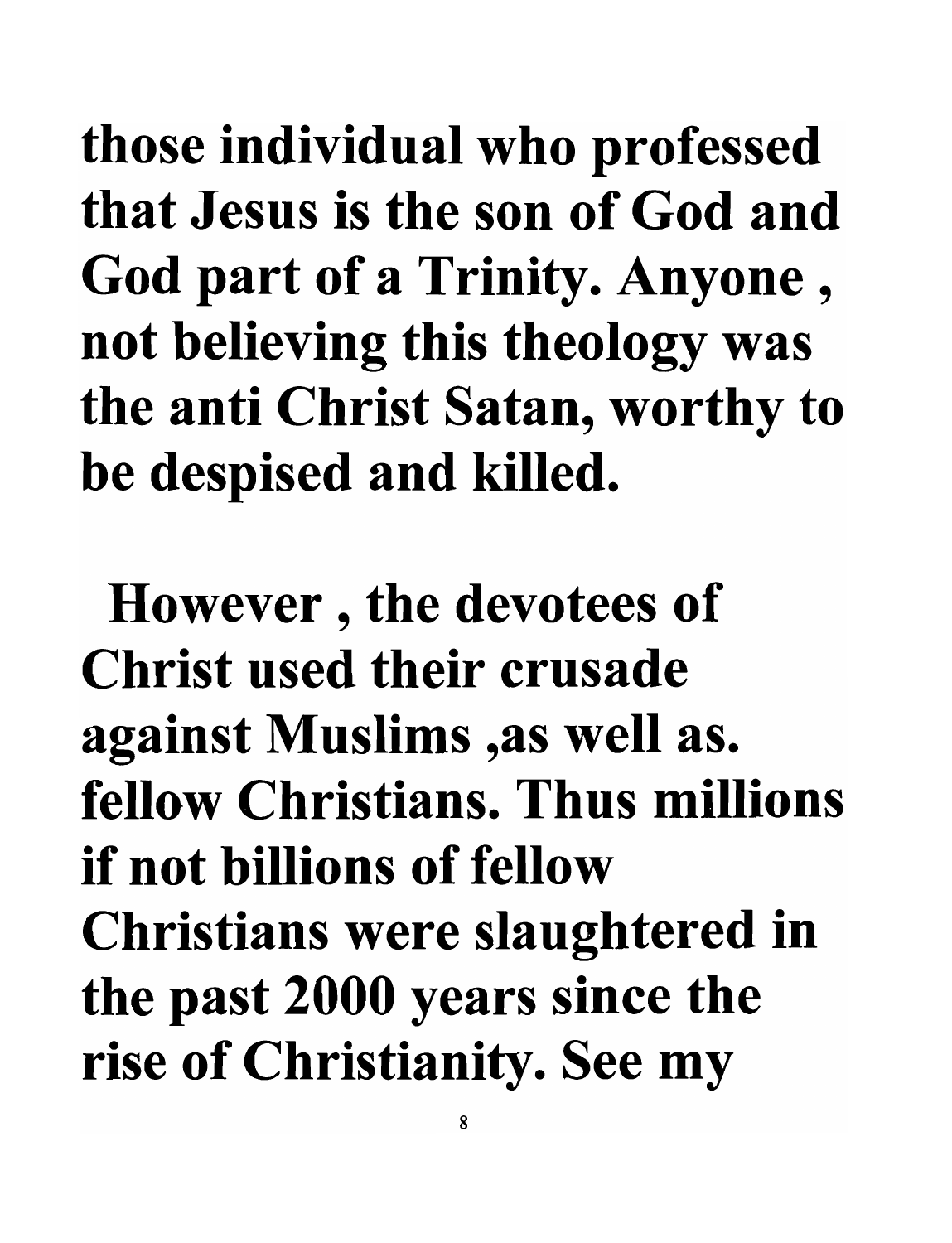**those individual who professed that Jesus is the son of God and God part of a Trinity. Anyone , not believing this theology was the anti Christ Satan, worthy to be despised and killed.**

**However , the devotees of Christ used their crusade against Muslims ,as well as. fellow Christians. Thus millions if not billions of fellow Christians were slaughtered in the past 2000 years since the rise of Christianity. See my**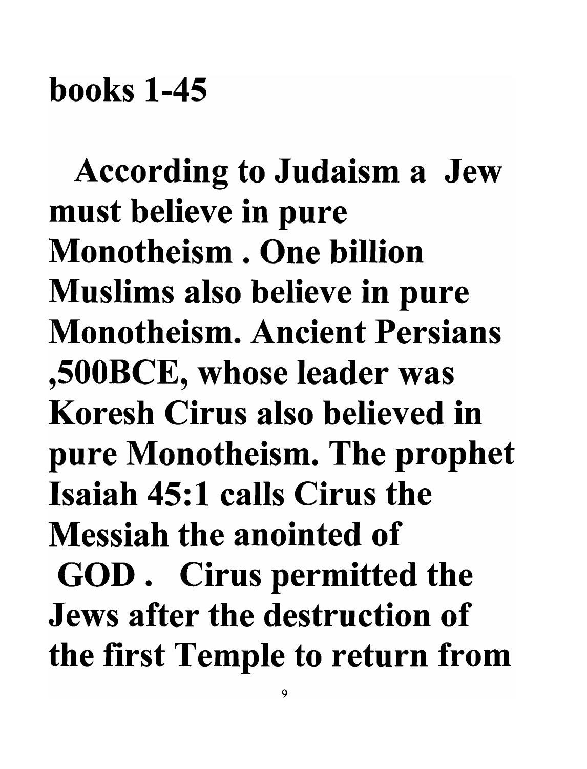**books 1-45**

**According to Judaism a Jew must believe in pure Monotheism . One billion Muslims also believe in pure Monotheism. Ancient Persians ,500BCE, whose leader was Koresh Cirus also believed in pure Monotheism. The prophet Isaiah 45:1 calls Cirus the Messiah the anointed of GOD . Cirus permitted the Jews after the destruction of the first Temple to return from**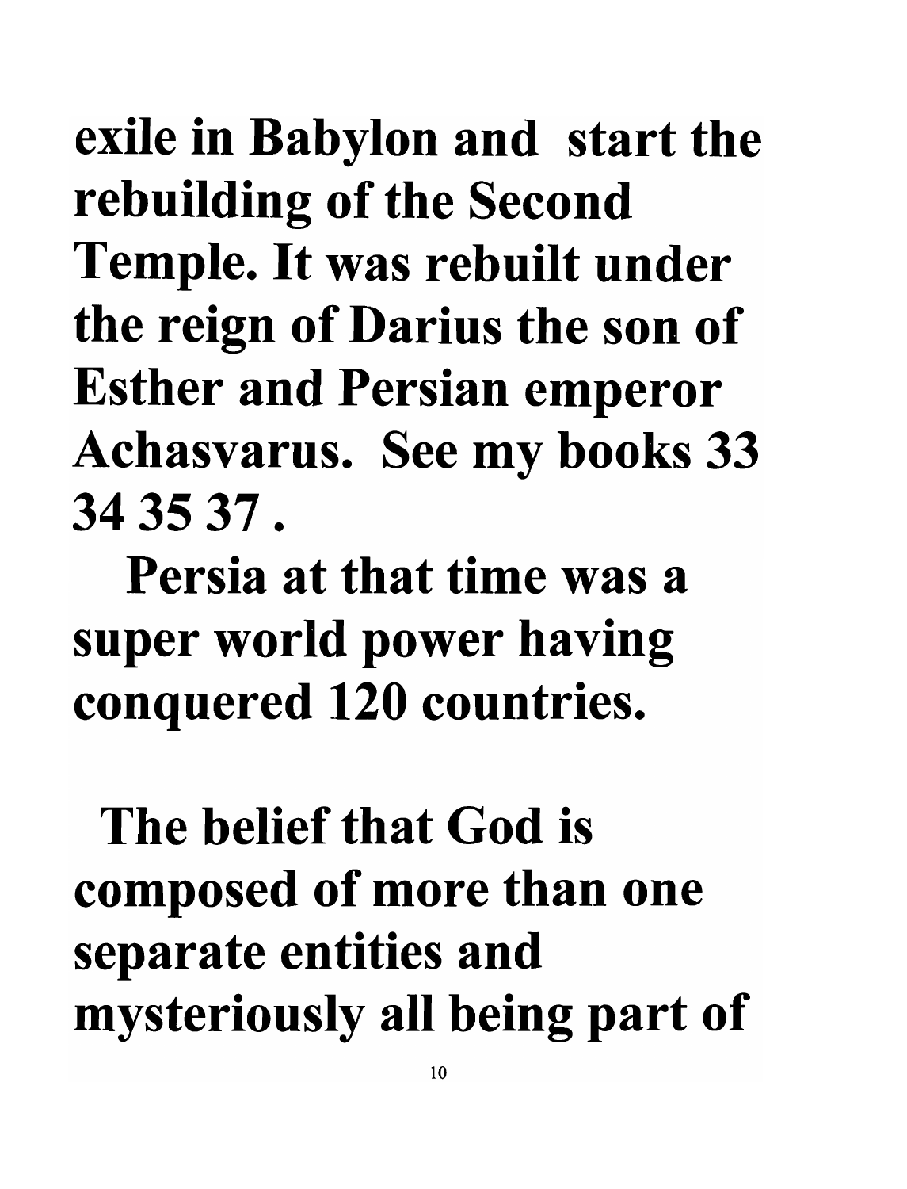**exile in Babylon and start the rebuilding of the Second Temple. It was rebuilt under the reign of Darius the son of Esther and Persian emperor Achasvarus. See my books 33 34 35 37 .**

**Persia at that time was a super world power having conquered 120 countries.**

**The belief that God is composed of more than one separate entities and mysteriously all being part of**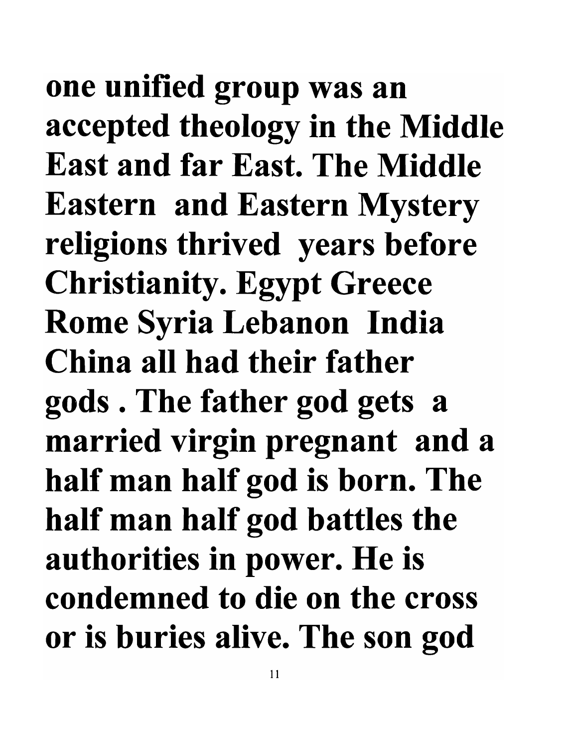**one unified group was an accepted theology in the Middle East and far East. The Middle Eastern and Eastern Mystery religions thrived years before Christianity. Egypt Greece Rome Syria Lebanon India China all had their father gods . The father god gets a married virgin pregnant and a half man half god is born. The half man half god battles the authorities in power. He is condemned to die on the cross or is buries alive. The son god**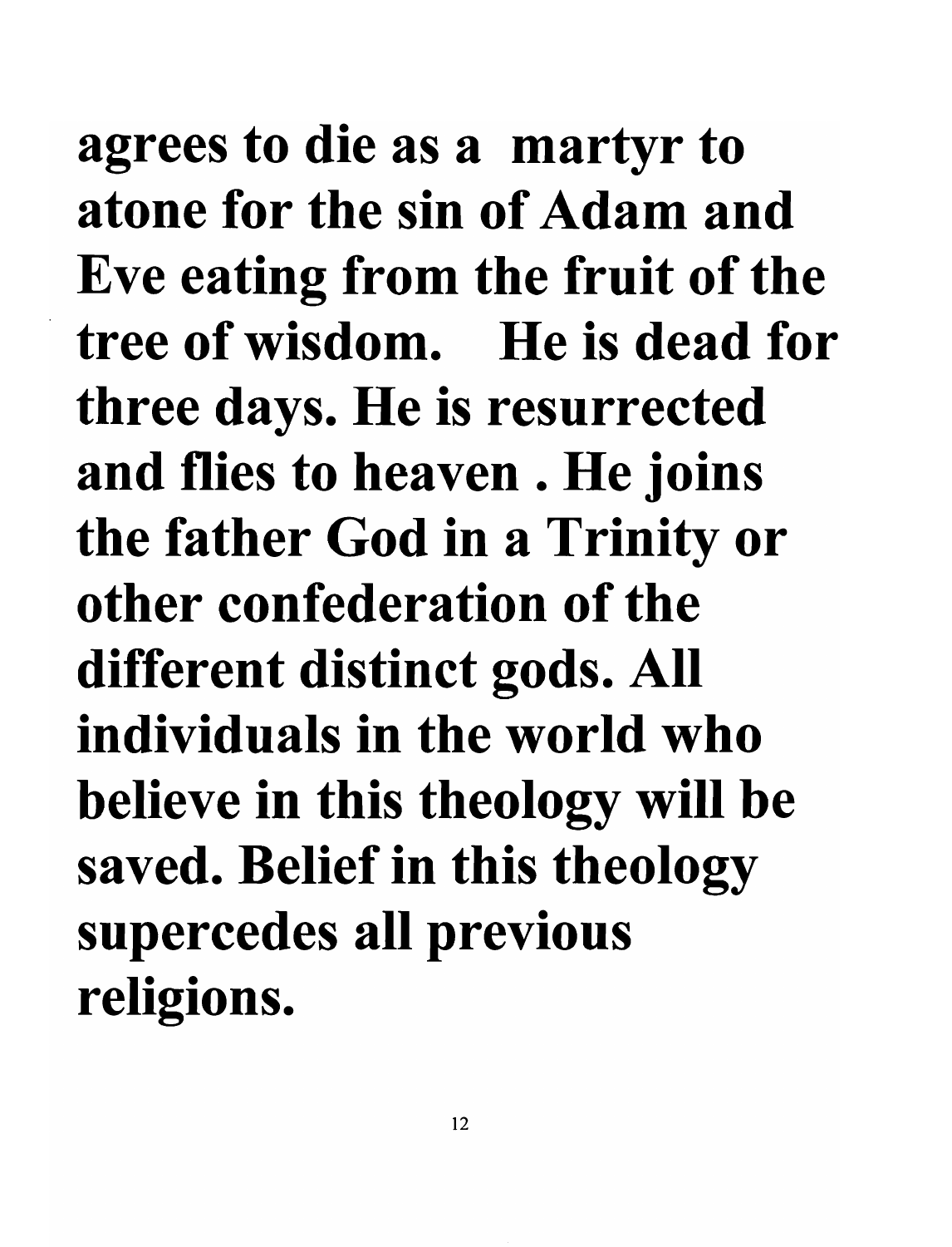**agrees to die as a martyr to atone for the sin of Adam and Eve eating from the fruit of the tree of wisdom. He is dead for three days. He is resurrected and flies to heaven . He joins the father God in a Trinity or other confederation of the different distinct gods. All individuals in the world who believe in this theology will be saved. Belief in this theology supercedes all previous religions.**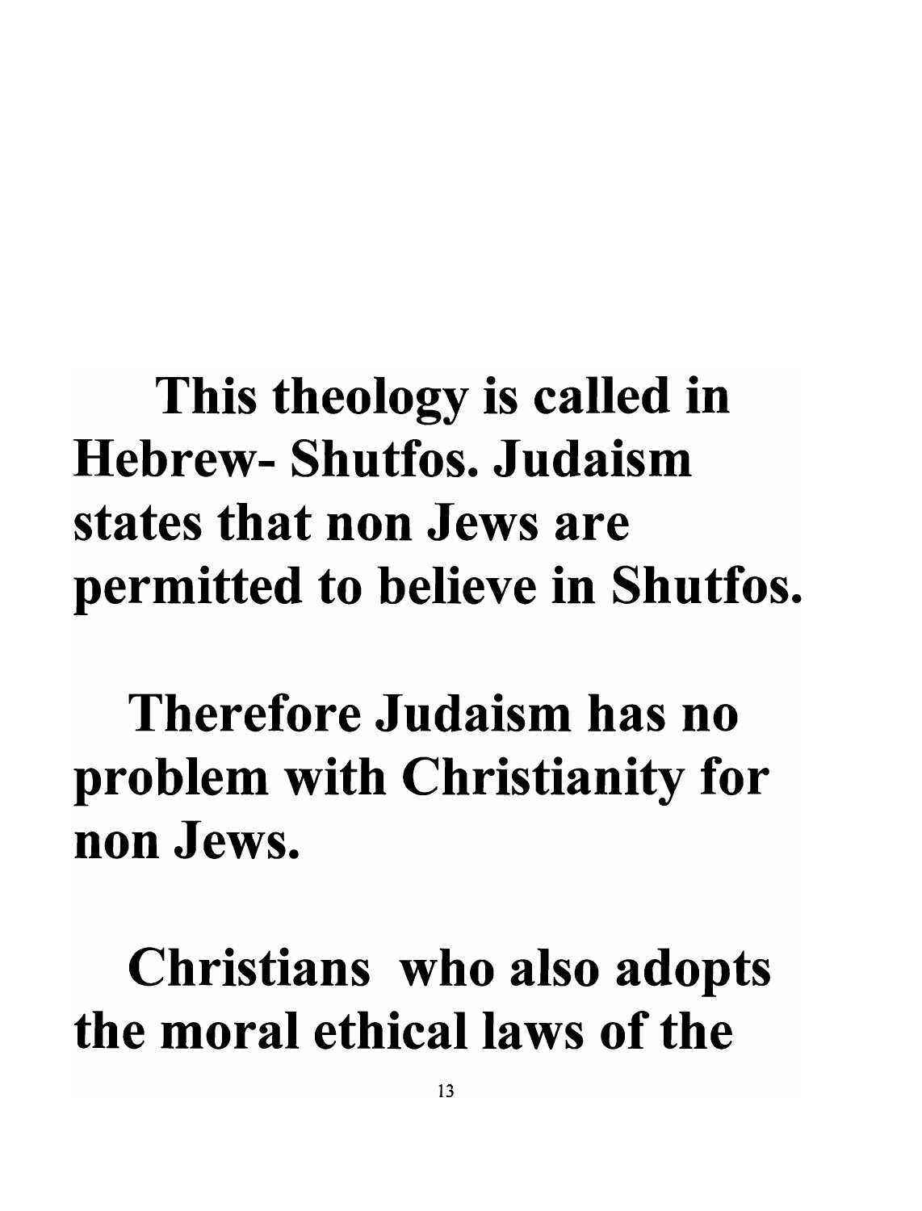**This theology is called in Hebrew- Shutfos. Judaism states that non Jews are permitted to believe in Shutfos.**

**Therefore Judaism has no problem with Christianity for non Jews.**

**Christians who also adopts the moral ethical laws of the**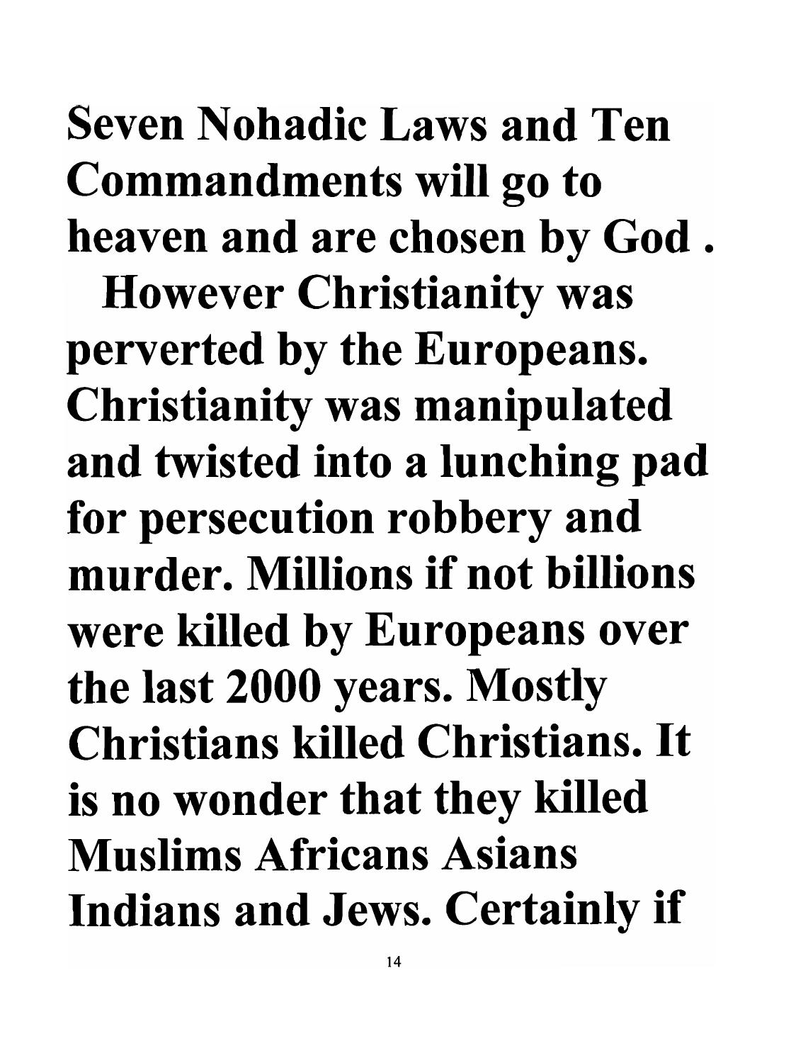**Seven Nohadic Laws and Ten Commandments will go to heaven and are chosen by God . However Christianity was perverted by the Europeans. Christianity was manipulated and twisted into a lunching pad for persecution robbery and murder. Millions if not billions were killed by Europeans over the last 2000 years. Mostly Christians killed Christians. It is no wonder that they killed Muslims Africans Asians Indians and Jews. Certainly if**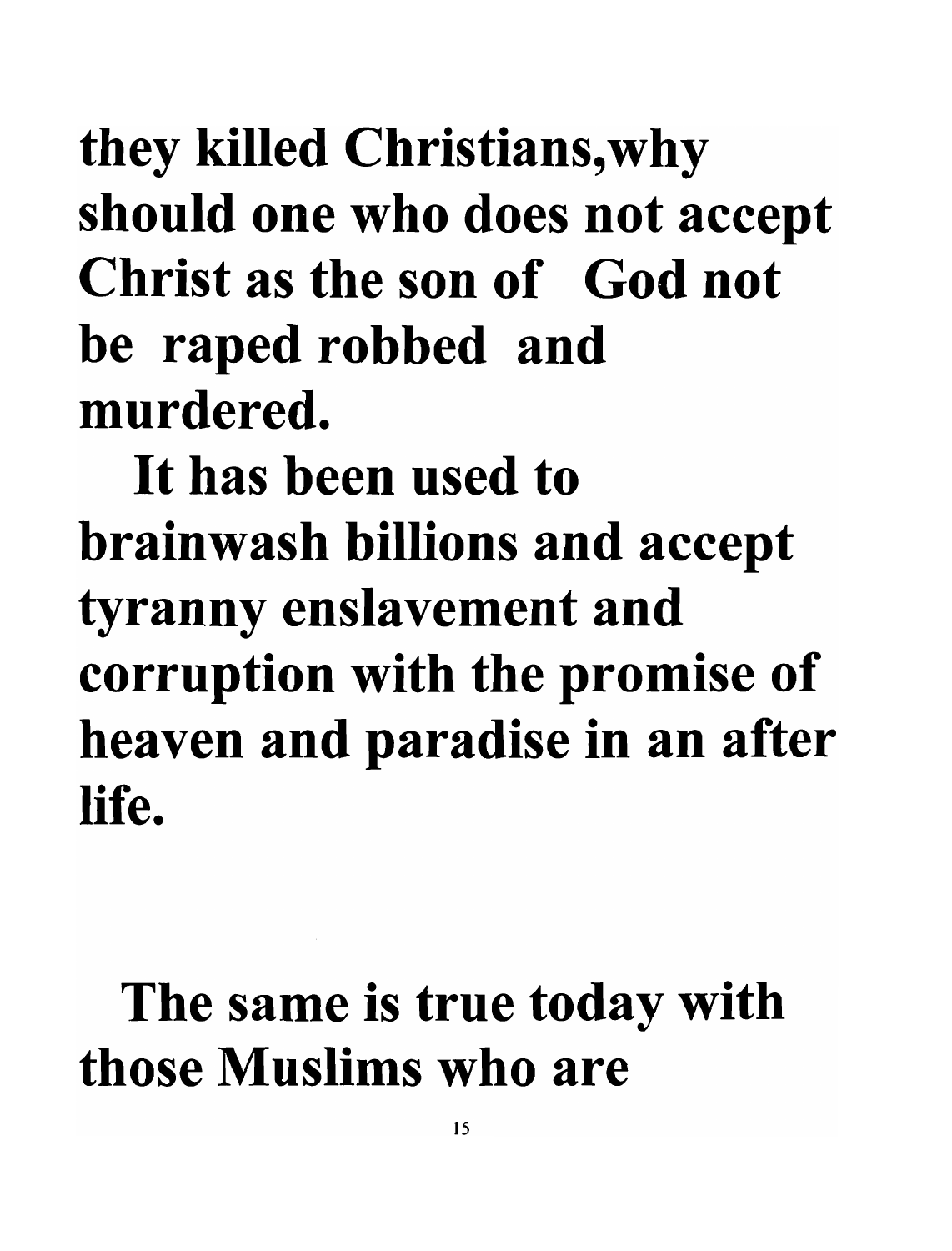**they killed Christians,why should one who does not accept Christ as the son of God not be raped robbed and murdered.**

**It has been used to brainwash billions and accept tyranny enslavement and corruption with the promise of heaven and paradise in an after life.**

**The same is true today with those Muslims who are**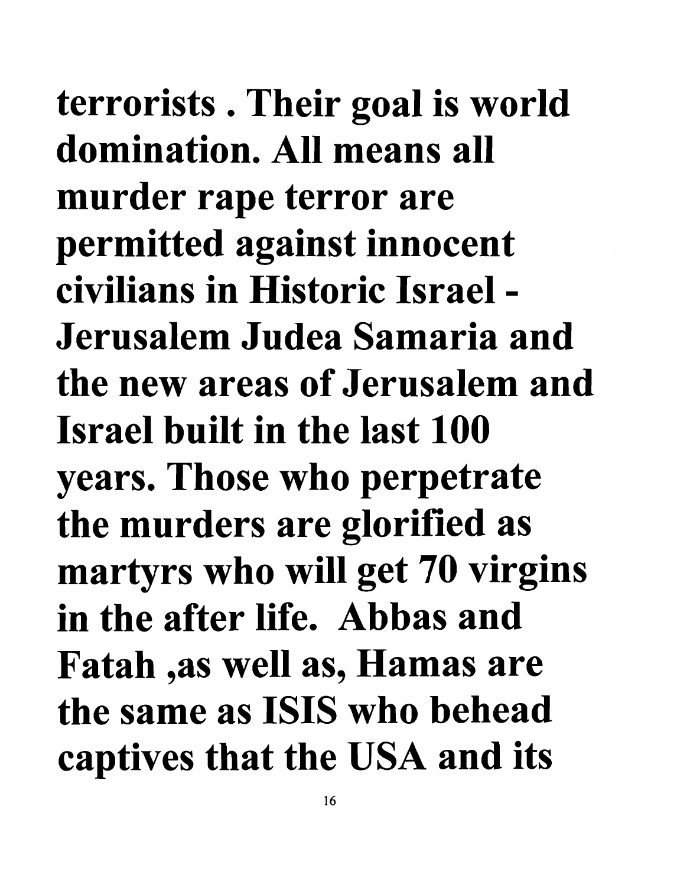**terrorists . Their goal is world domination. All means all murder rape terror are permitted against innocent civilians in Historic Israel - Jerusalem Judea Samaria and the new areas of Jerusalem and Israel built in the last 100 years. Those who perpetrate the murders are glorified as martyrs who will get 70 virgins in the after life. Abbas and Fatah ,as well as, Hamas are the same as ISIS who behead captives that the USA and its**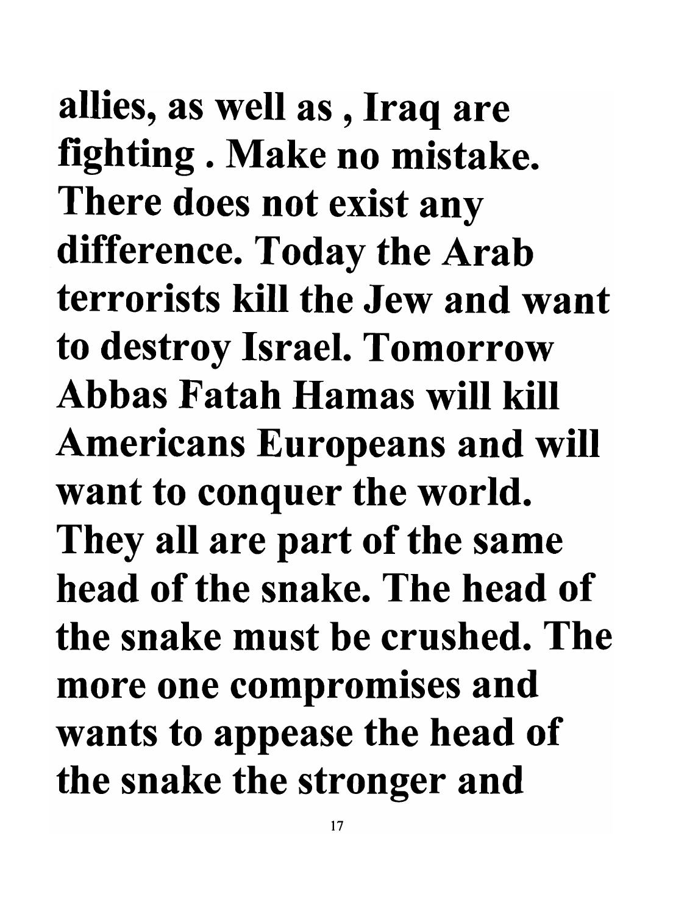allies, as well as , Iraq are fighting . Make no mistake. There does not exist any difference. Today the Arab terrorists kill the Jew and want to destroy Israel. Tomorrow Abbas Fatah Hamas will kill Americans Europeans and will want to conquer the world. They all are part of the same head of the snake. The head of the snake must be crushed. The more one compromises and wants to appease the head of the snake the stronger and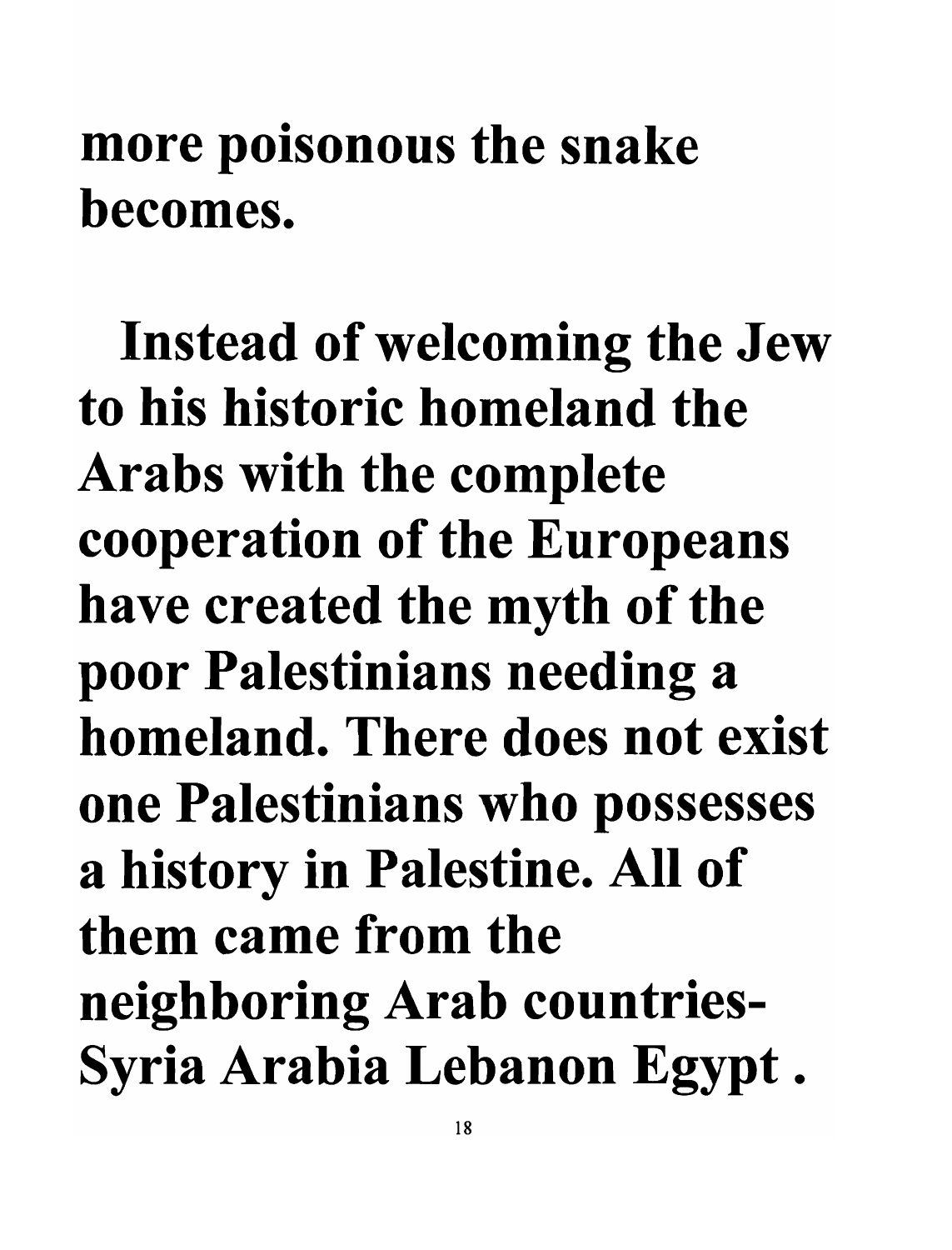**more poisonous the snake becomes.**

**Instead of welcoming the Jew to his historic homeland the Arabs with the complete cooperation of the Europeans have created the myth of the poor Palestinians needing a homeland. There does not exist one Palestinians who possesses a history in Palestine. All of them came from the neighboring Arab countries- Syria Arabia Lebanon Egypt .**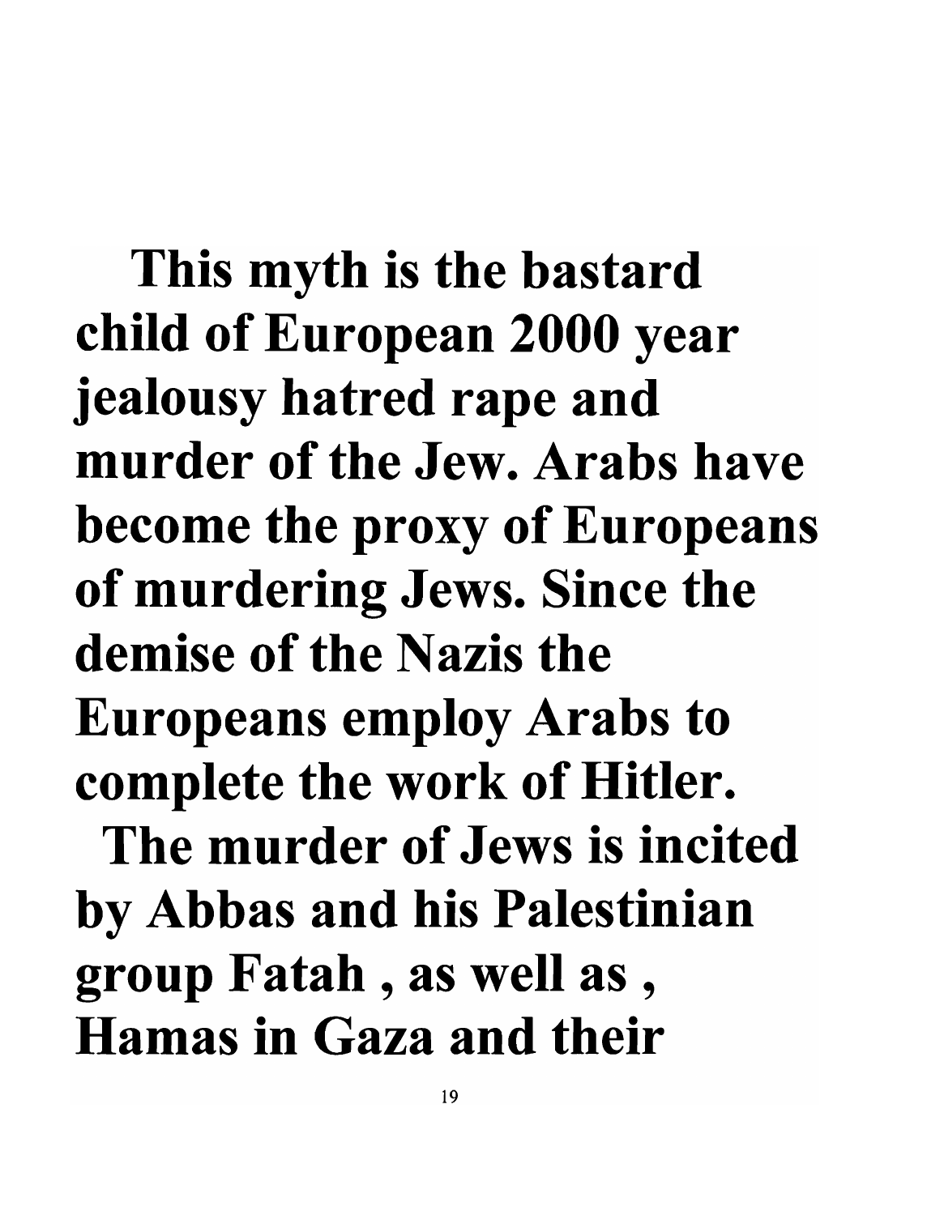**This myth is the bastard child of European 2000 year jealousy hatred rape and murder of the Jew. Arabs have become the proxy of Europeans of murdering Jews. Since the demise of the Nazis the Europeans employ Arabs to complete the work of Hitler.**

**The murder of Jews is incited by Abbas and his Palestinian group Fatah , as well as , Hamas in Gaza and their**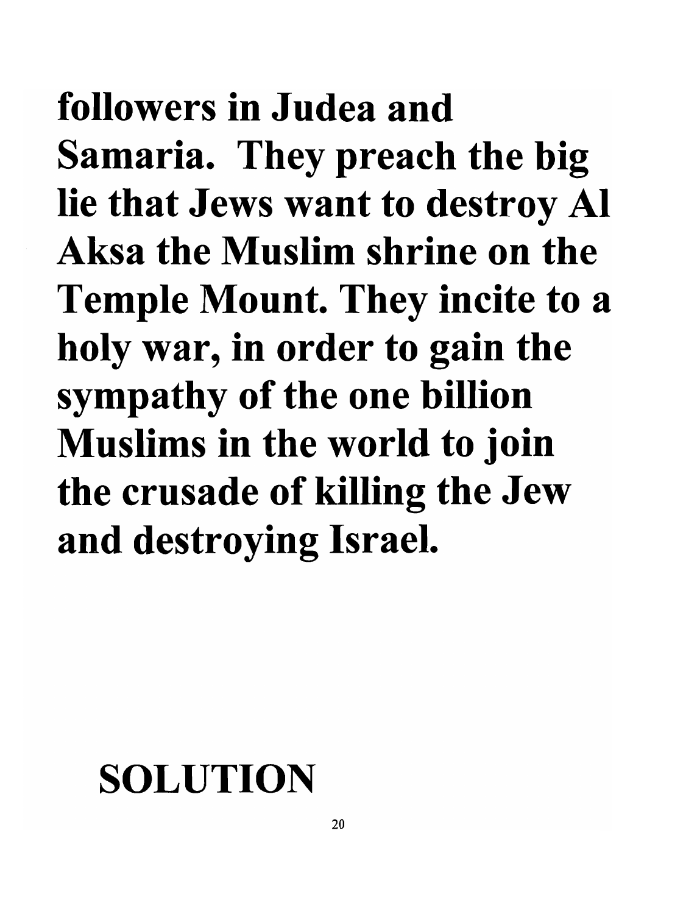**followers in Judea and Samaria. They preach the big lie that Jews want to destroy Al Aksa the Muslim shrine on the Temple Mount. They incite to a holy war, in order to gain the sympathy of the one billion Muslims in the world to join the crusade of killing the Jew and destroying Israel.**

## SOLUTION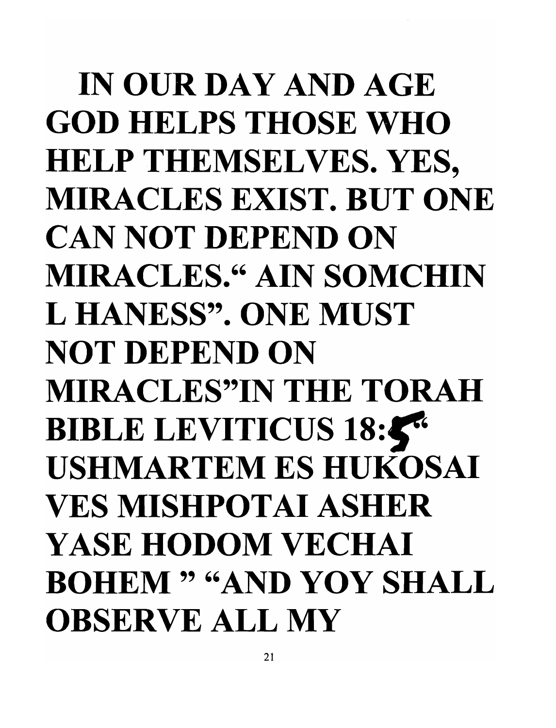**IN OUR DAY AND AGE GOD HELPS THOSE WHO HELP THEMSELVES. YES, MIRACLES EXIST. BUT ONE CAN NOT DEPEND ON MIRACLES.“ AIN SOMCHIN L HANESS”. ONE MUST NOT DEPEND ON MIRACLES”IN THE TORAH BIBLE LEVITICUS 18:5“ USHMARTEM ES HUKOSAI VES MISHPOTAI ASHER YASE HODOM VECHAI BOHEM ” “AND YOY SHALL OBSERVE ALL MY**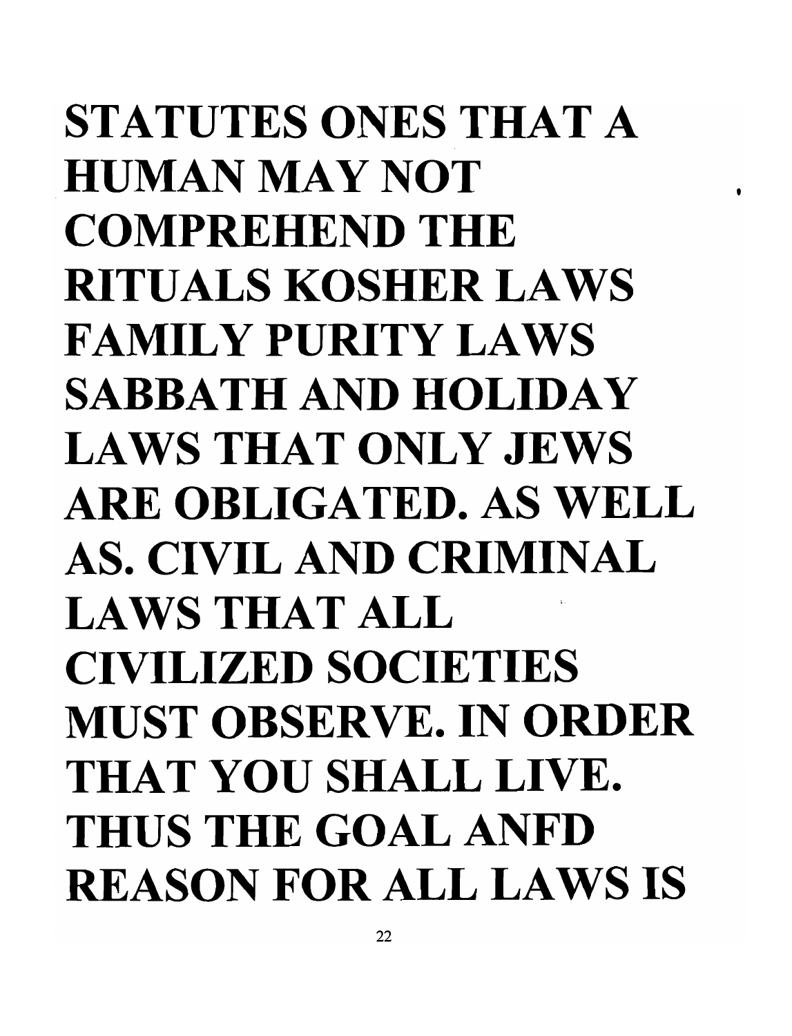**STATUTES ONES THAT A HUMAN MAY NOT COMPREHEND THE RITUALS KOSHER LAWS FAMILY PURITY LAWS SABBATH AND HOLIDAY LAWS THAT ONLY JEWS ARE OBLIGATED. AS WELL AS. CIVIL AND CRIMINAL LAWS THAT ALL CIVILIZED SOCIETIES MUST OBSERVE. IN ORDER THAT YOU SHALL LIVE. THUS THE GOAL ANFD REASON FOR ALL LAWS IS**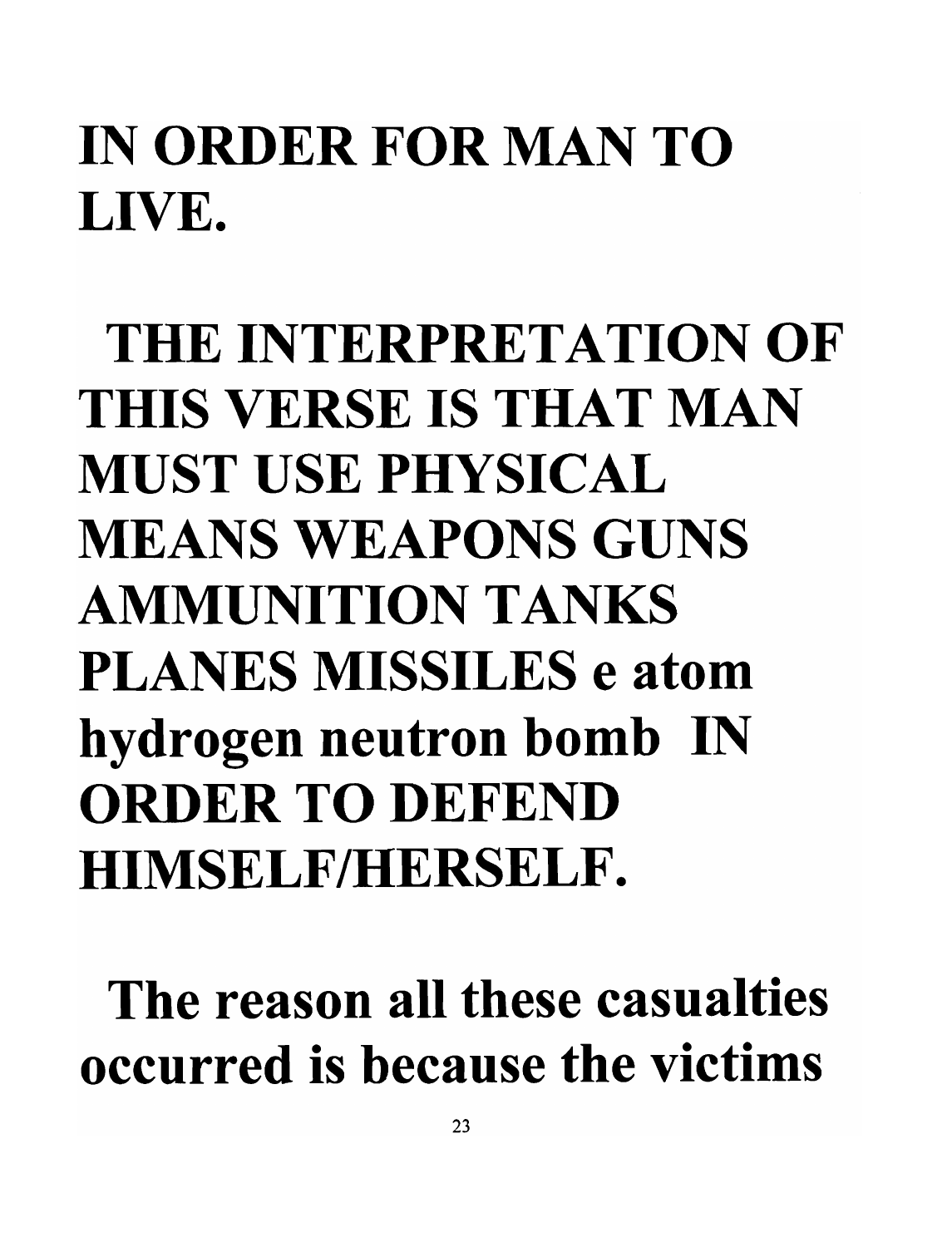**IN ORDER FOR MAN TO LIVE.**

**THE INTERPRETATION OF THIS VERSE IS THAT MAN MUST USE PHYSICAL MEANS WEAPONS GUNS AMMUNITION TANKS PLANES MISSILES e atom hydrogen neutron bomb IN ORDER TO DEFEND HIMSELF/HERSELF.**

**The reason all these casualties occurred is because the victims**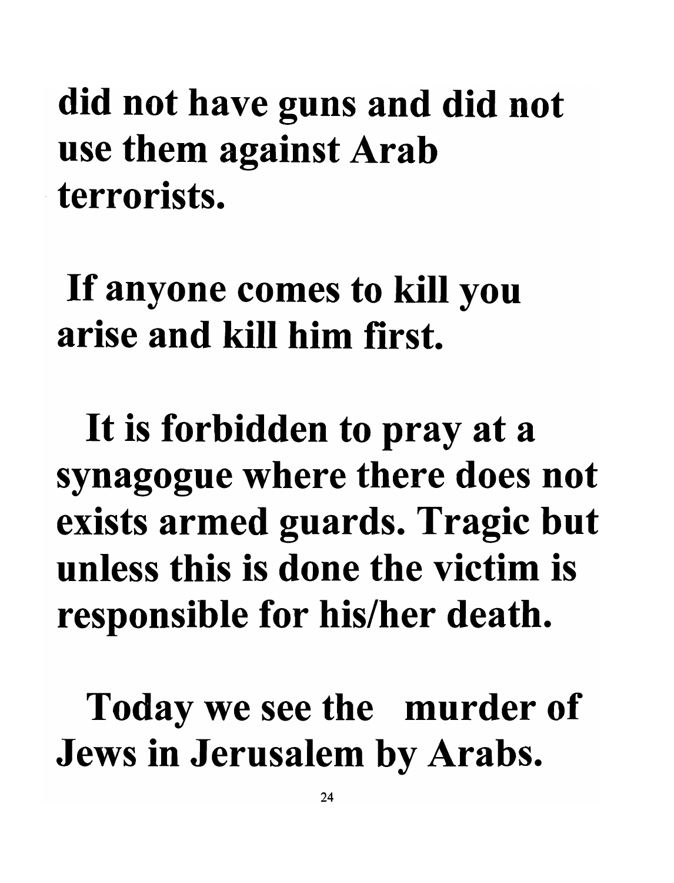**did not have guns and did not use them against Arab terrorists.**

**If anyone comes to kill you arise and kill him first.**

**It is forbidden to pray at a synagogue where there does not exists armed guards. Tragic but unless this is done the victim is responsible for his/her death.**

**Today we see the murder of Jews in Jerusalem by Arabs.**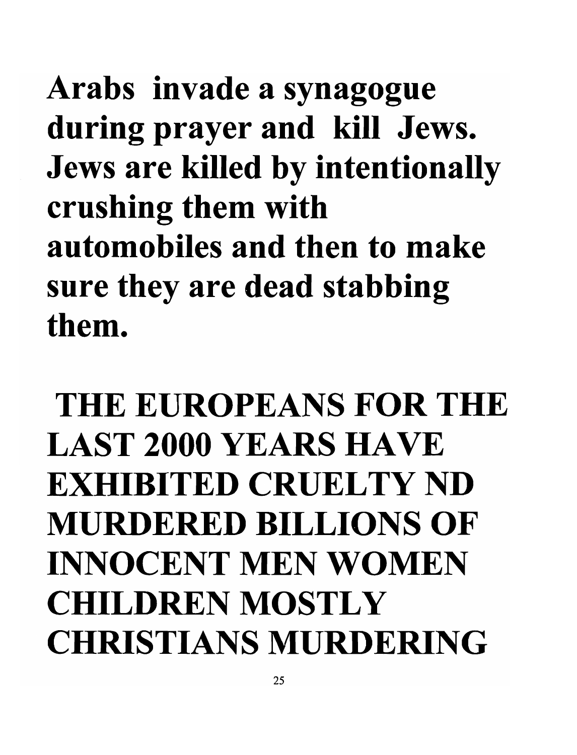**Arabs invade a synagogue during prayer and kill Jews. Jews are killed by intentionally crushing them with automobiles and then to make sure they are dead stabbing them.**

**THE EUROPEANS FOR THE LAST 2000 YEARS HAVE EXHIBITED CRUELTY ND MURDERED BILLIONS OF INNOCENT MEN WOMEN CHILDREN MOSTLY CHRISTIANS MURDERING**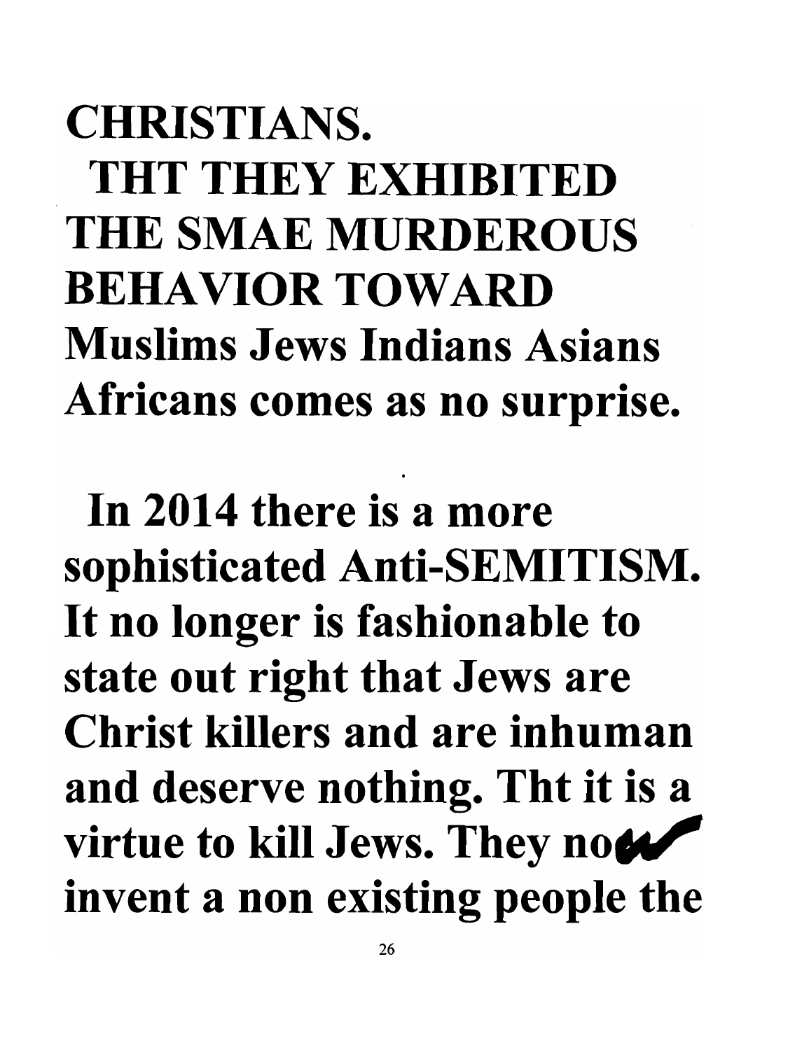**CHRISTIANS.**
**THT THEY EXHIBITED THE SMAE MURDEROUS BEHAVIOR TOWARD Muslims Jews Indians Asians Africans comes as no surprise.**

**In 2014 there is a more sophisticated Anti-SEMITISM. It no longer is fashionable to state out right that Jews are Christ killers and are inhuman and deserve nothing. Tht it is a virtue to kill Jews. They now invent a non existing people the**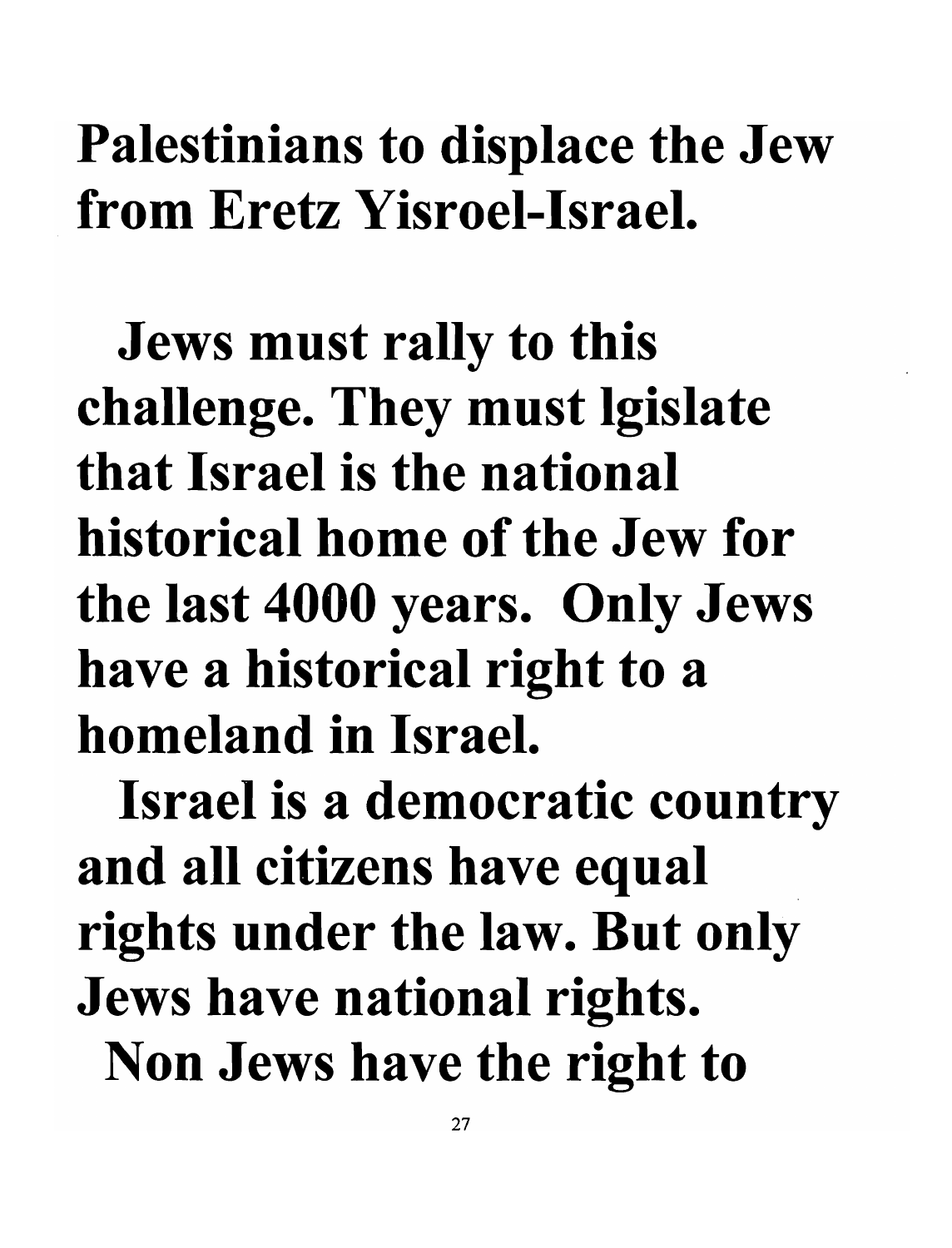**Palestinians to displace the Jew from Eretz Yisroel-Israel.**

**Jews must rally to this challenge. They must lgislate that Israel is the national historical home of the Jew for the last 4000 years. Only Jews have a historical right to a homeland in Israel.**

**Israel is a democratic country and all citizens have equal rights under the law. But only Jews have national rights.**

**Non Jews have the right to**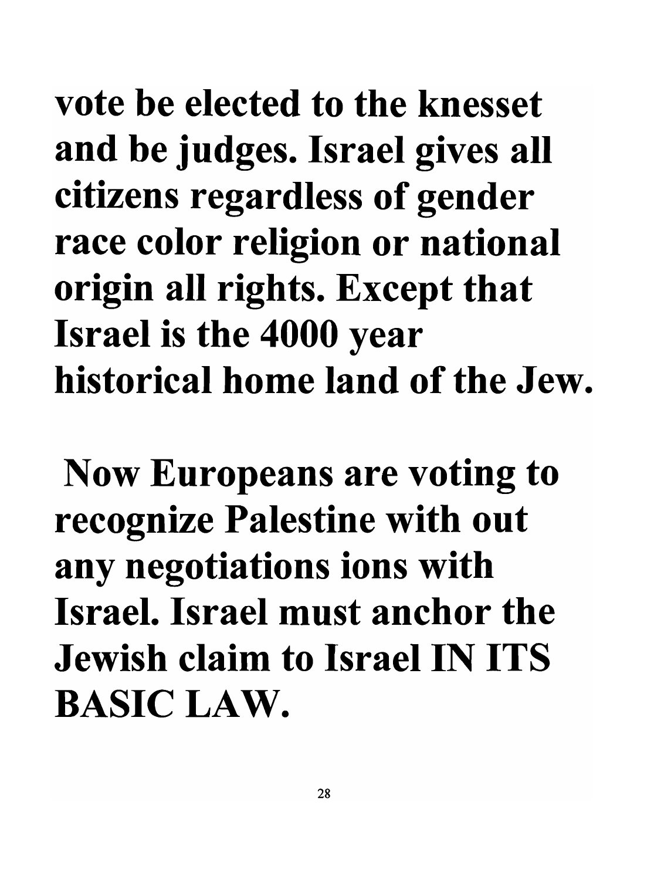**vote be elected to the knesset and be judges. Israel gives all citizens regardless of gender race color religion or national origin all rights. Except that Israel is the 4000 year historical home land of the Jew.**

**Now Europeans are voting to recognize Palestine with out any negotiations ions with Israel. Israel must anchor the Jewish claim to Israel IN ITS BASIC LAW.**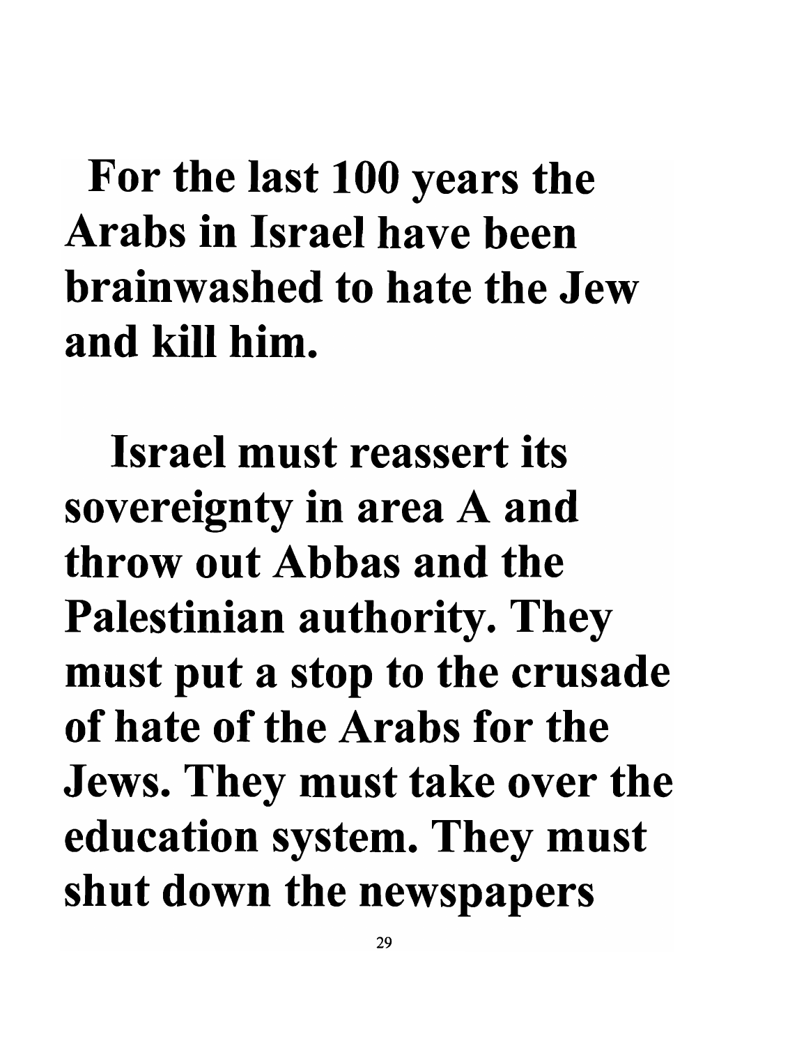**For the last 100 years the Arabs in Israel have been brainwashed to hate the Jew and kill him.**

**Israel must reassert its sovereignty in area A and throw out Abbas and the Palestinian authority. They must put a stop to the crusade of hate of the Arabs for the Jews. They must take over the education system. They must shut down the newspapers**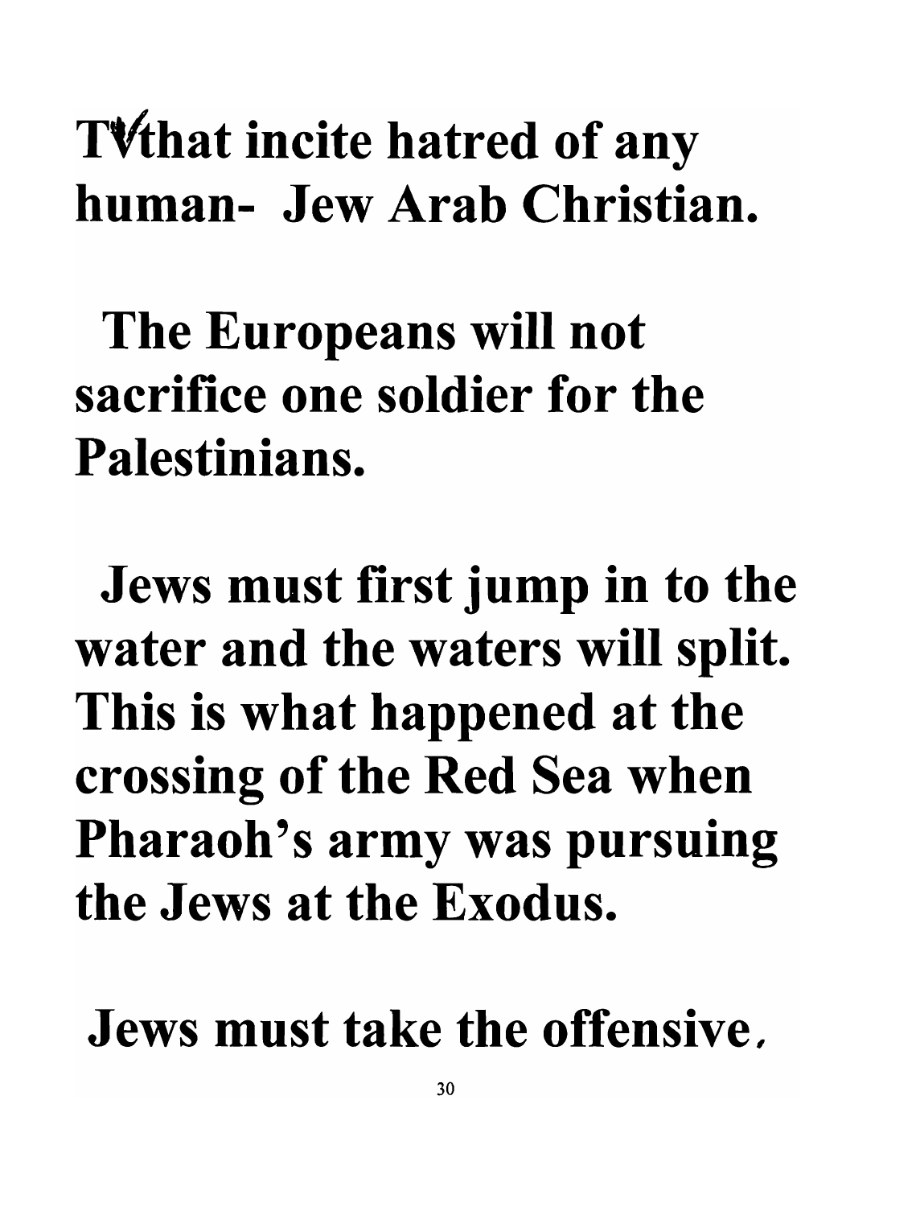TVthat incite hatred of any human- Jew Arab Christian.

The Europeans will not sacrifice one soldier for the Palestinians.

Jews must first jump in to the water and the waters will split. This is what happened at the crossing of the Red Sea when Pharaoh's army was pursuing the Jews at the Exodus.

Jews must take the offensive,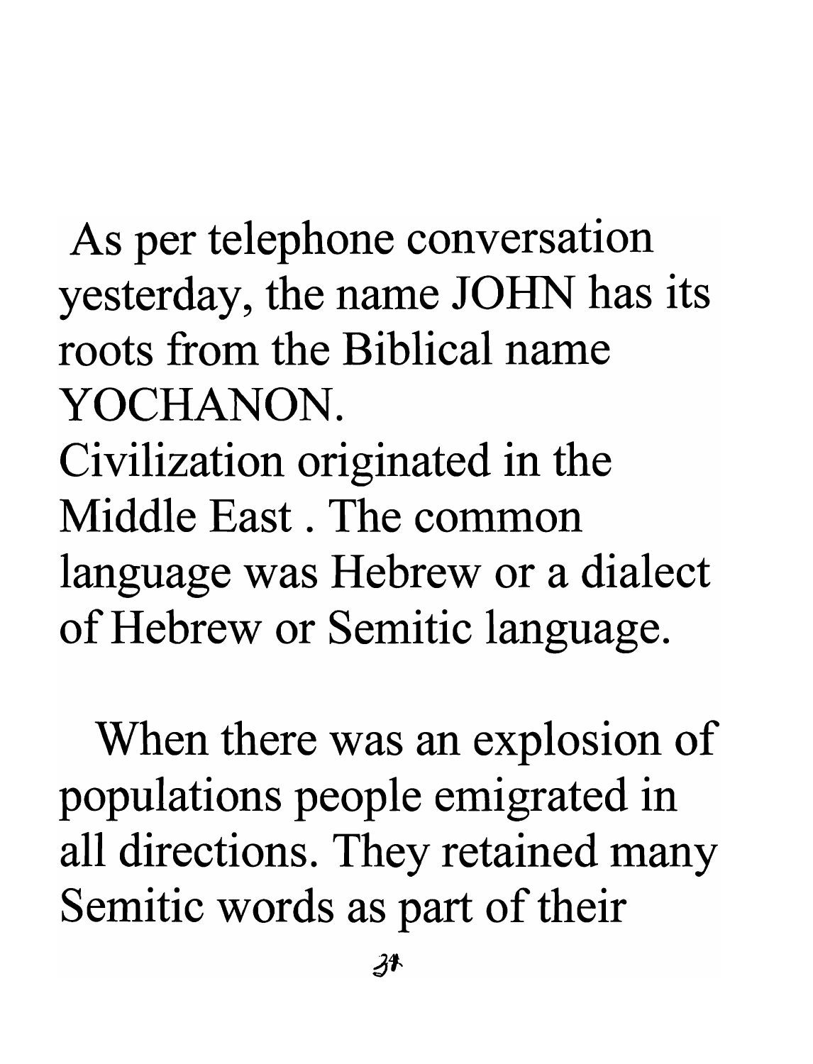As per telephone conversation yesterday, the name JOHN has its roots from the Biblical name YOCHANON.

Civilization originated in the Middle East . The common language was Hebrew or a dialect of Hebrew or Semitic language.

When there was an explosion of populations people emigrated in all directions. They retained many Semitic words as part of their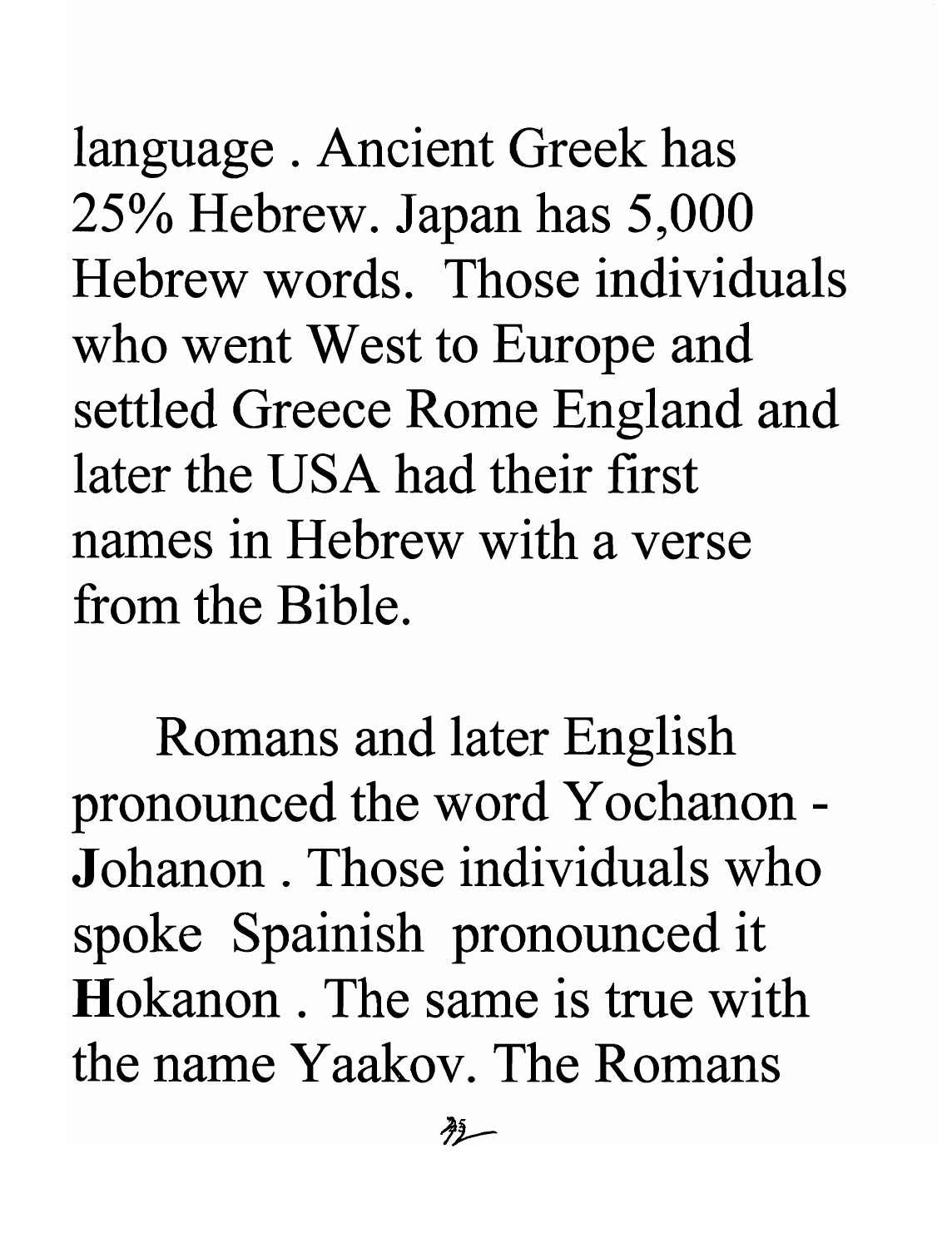language . Ancient Greek has 25% Hebrew. Japan has 5,000 Hebrew words. Those individuals who went West to Europe and settled Greece Rome England and later the USA had their first names in Hebrew with a verse from the Bible.

Romans and later English pronounced the word Yochanon - **J**ohanon . Those individuals who spoke Spainish pronounced it **H**okanon . The same is true with the name Yaakov. The Romans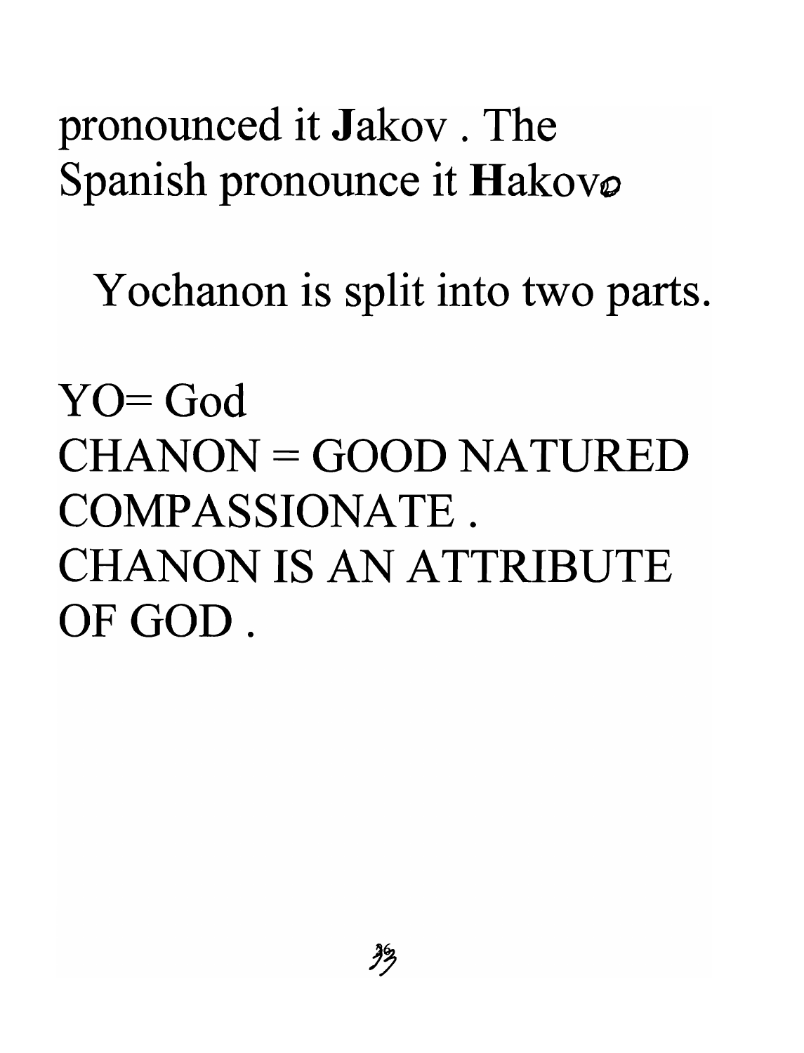pronounced it **J**akov . The Spanish pronounce it **H**akovo

Yochanon is split into two parts.

YO= God
CHANON = GOOD NATURED COMPASSIONATE .
CHANON IS AN ATTRIBUTE OF GOD .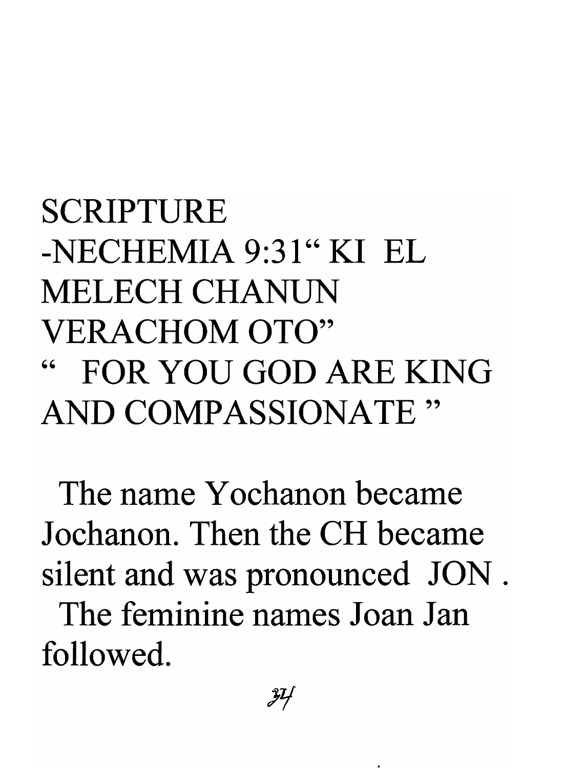SCRIPTURE

-NECHEMIA 9:31" KI EL MELECH CHANUN VERACHOM OTO"

" FOR YOU GOD ARE KING AND COMPASSIONATE "

The name Yochanon became Jochanon. Then the CH became silent and was pronounced JON .

The feminine names Joan Jan followed.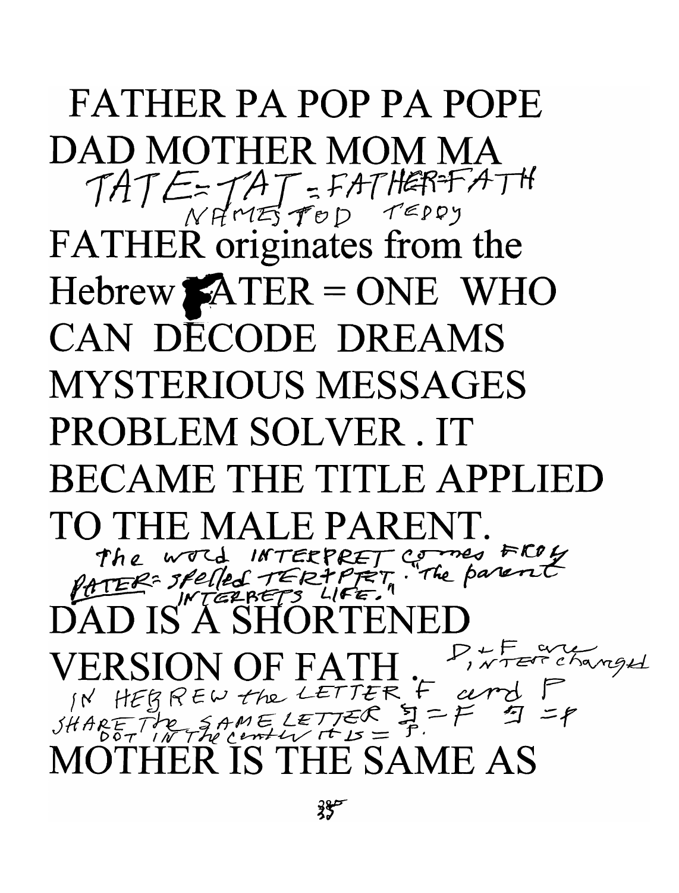FATHER PA POP PA POPE DAD MOTHER MOM MA

TATE = TAT = FATHER = FATH
NAMES TED TEDDY

FATHER originates from the Hebrew FATER = ONE WHO CAN DECODE DREAMS MYSTERIOUS MESSAGES PROBLEM SOLVER . IT BECAME THE TITLE APPLIED TO THE MALE PARENT.

The word INTERPRET comes FROM PATER = spelled TER+PRET, "The parent INTERPRETS LIFE."

DAD IS A SHORTENED VERSION OF FATH . D+F are INTERchanged

IN HEBREW the LETTER F and P SHARE The SAME LETTER פ = F פּ = P
DOT IN The center it is = P.

MOTHER IS THE SAME AS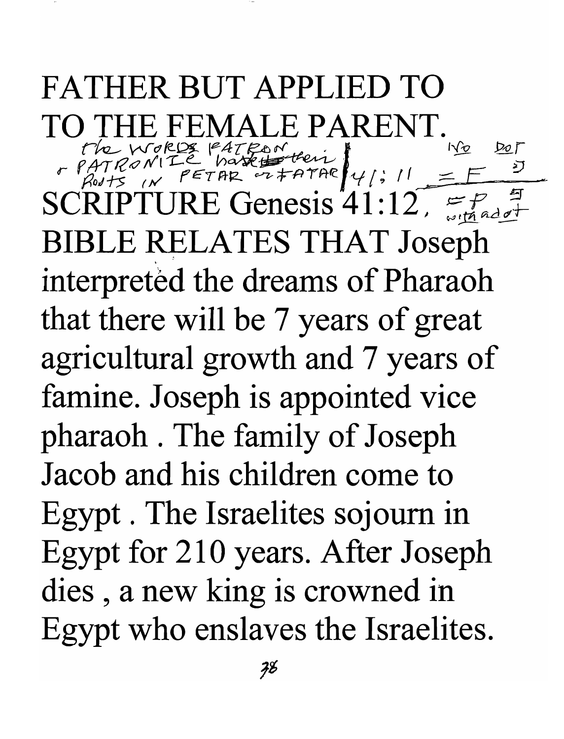FATHER BUT APPLIED TO TO THE FEMALE PARENT.

the WORDS PATRON or PATRONIZE have their ROOTS IN PETAR or PATAR 41:11 = F  No DOT 5

SCRIPTURE Genesis 41:12, = P with a dot 5

BIBLE RELATES THAT Joseph interpreted the dreams of Pharaoh that there will be 7 years of great agricultural growth and 7 years of famine. Joseph is appointed vice pharaoh . The family of Joseph Jacob and his children come to Egypt . The Israelites sojourn in Egypt for 210 years. After Joseph dies , a new king is crowned in Egypt who enslaves the Israelites.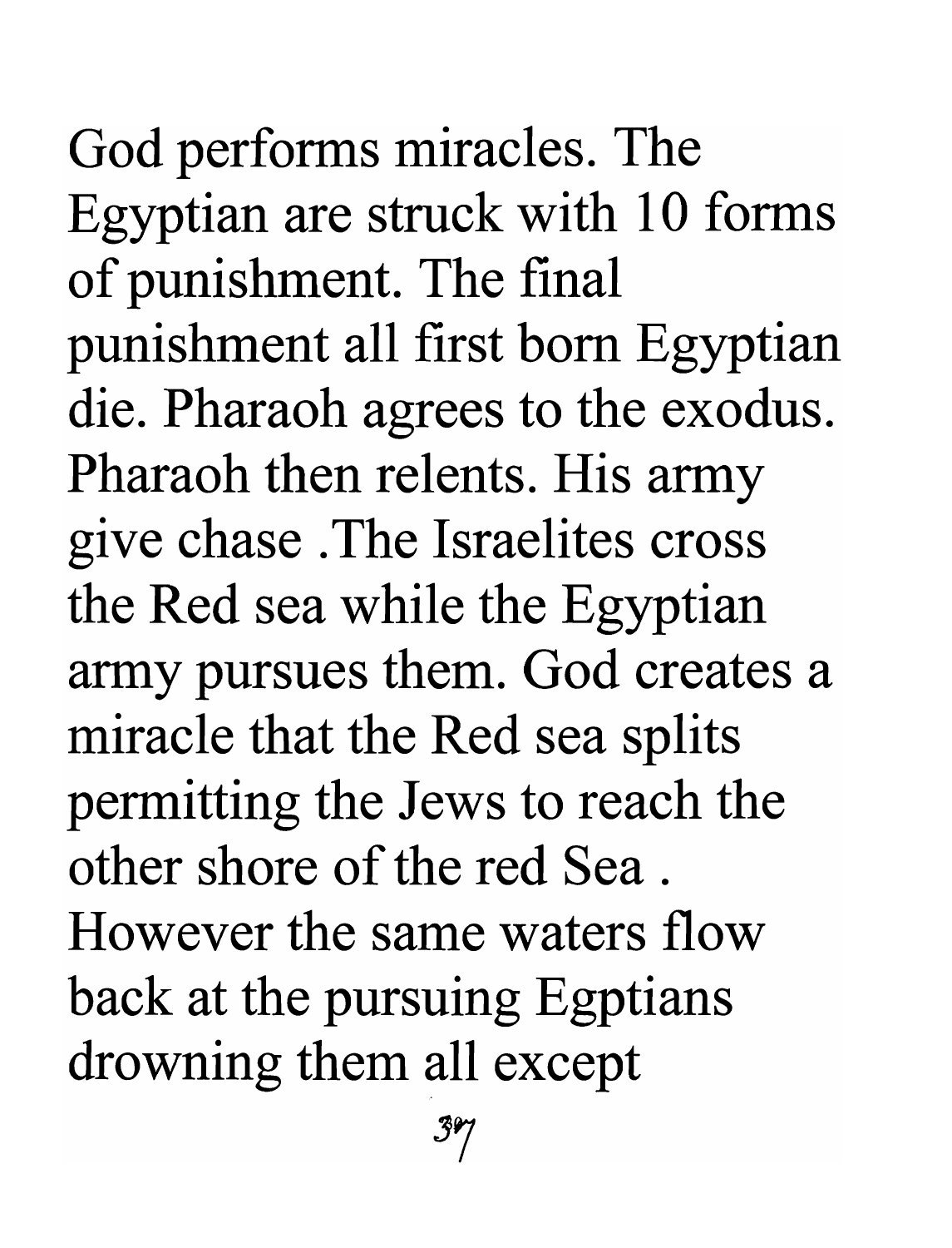God performs miracles. The Egyptian are struck with 10 forms of punishment. The final punishment all first born Egyptian die. Pharaoh agrees to the exodus. Pharaoh then relents. His army give chase .The Israelites cross the Red sea while the Egyptian army pursues them. God creates a miracle that the Red sea splits permitting the Jews to reach the other shore of the red Sea . However the same waters flow back at the pursuing Egptians drowning them all except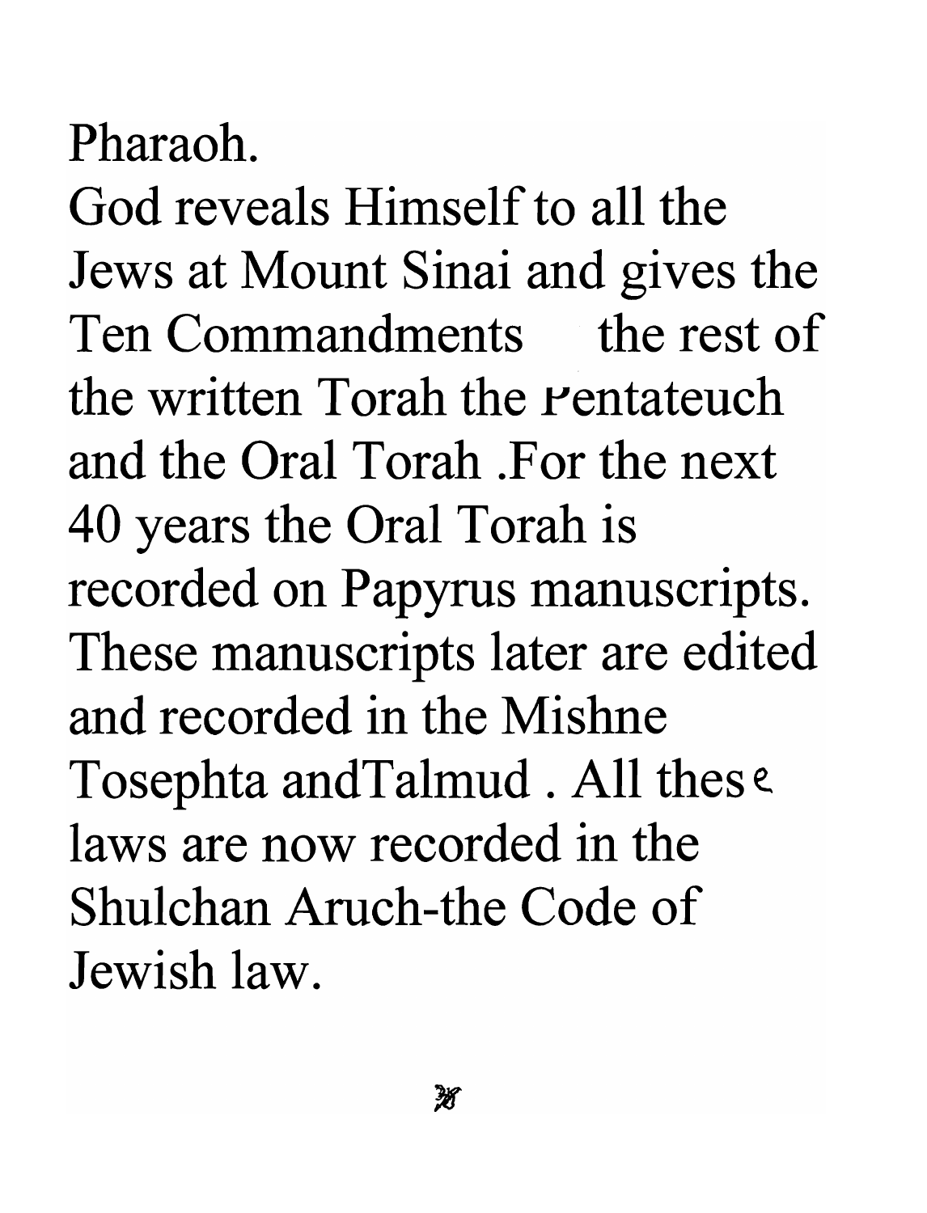Pharaoh.
God reveals Himself to all the Jews at Mount Sinai and gives the Ten Commandments the rest of the written Torah the Pentateuch and the Oral Torah .For the next 40 years the Oral Torah is recorded on Papyrus manuscripts. These manuscripts later are edited and recorded in the Mishne Tosephta andTalmud . All these laws are now recorded in the Shulchan Aruch-the Code of Jewish law.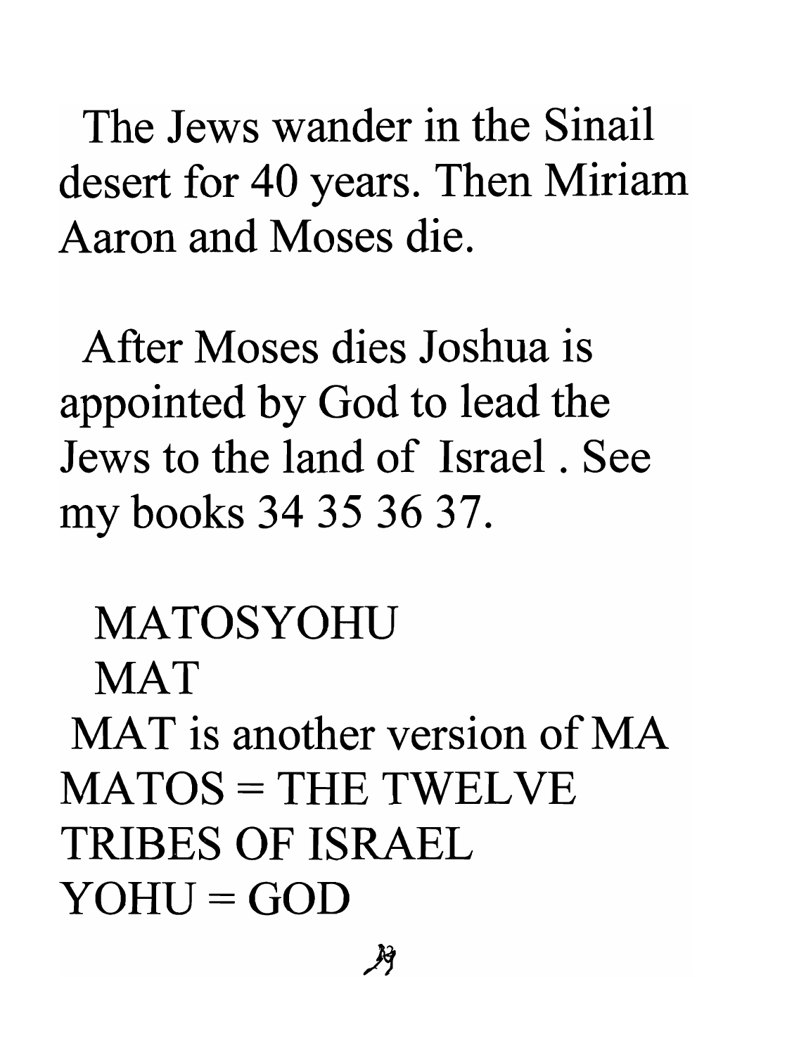The Jews wander in the Sinail desert for 40 years. Then Miriam Aaron and Moses die.

After Moses dies Joshua is appointed by God to lead the Jews to the land of Israel . See my books 34 35 36 37.

MATOSYOHU

MAT

MAT is another version of MA

MATOS = THE TWELVE TRIBES OF ISRAEL

YOHU = GOD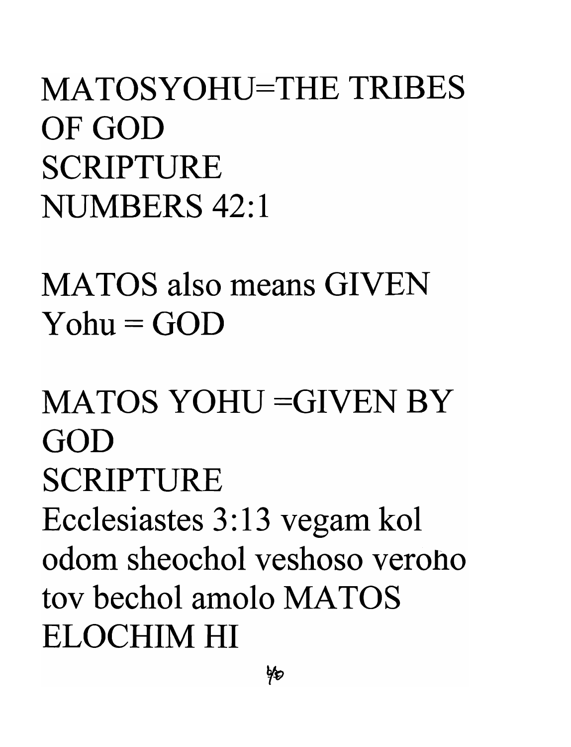MATOSYOHU=THE TRIBES OF GOD
SCRIPTURE
NUMBERS 42:1

MATOS also means GIVEN
Yohu = GOD

MATOS YOHU =GIVEN BY GOD
SCRIPTURE
Ecclesiastes 3:13 vegam kol odom sheochol veshoso veroho tov bechol amolo MATOS ELOCHIM HI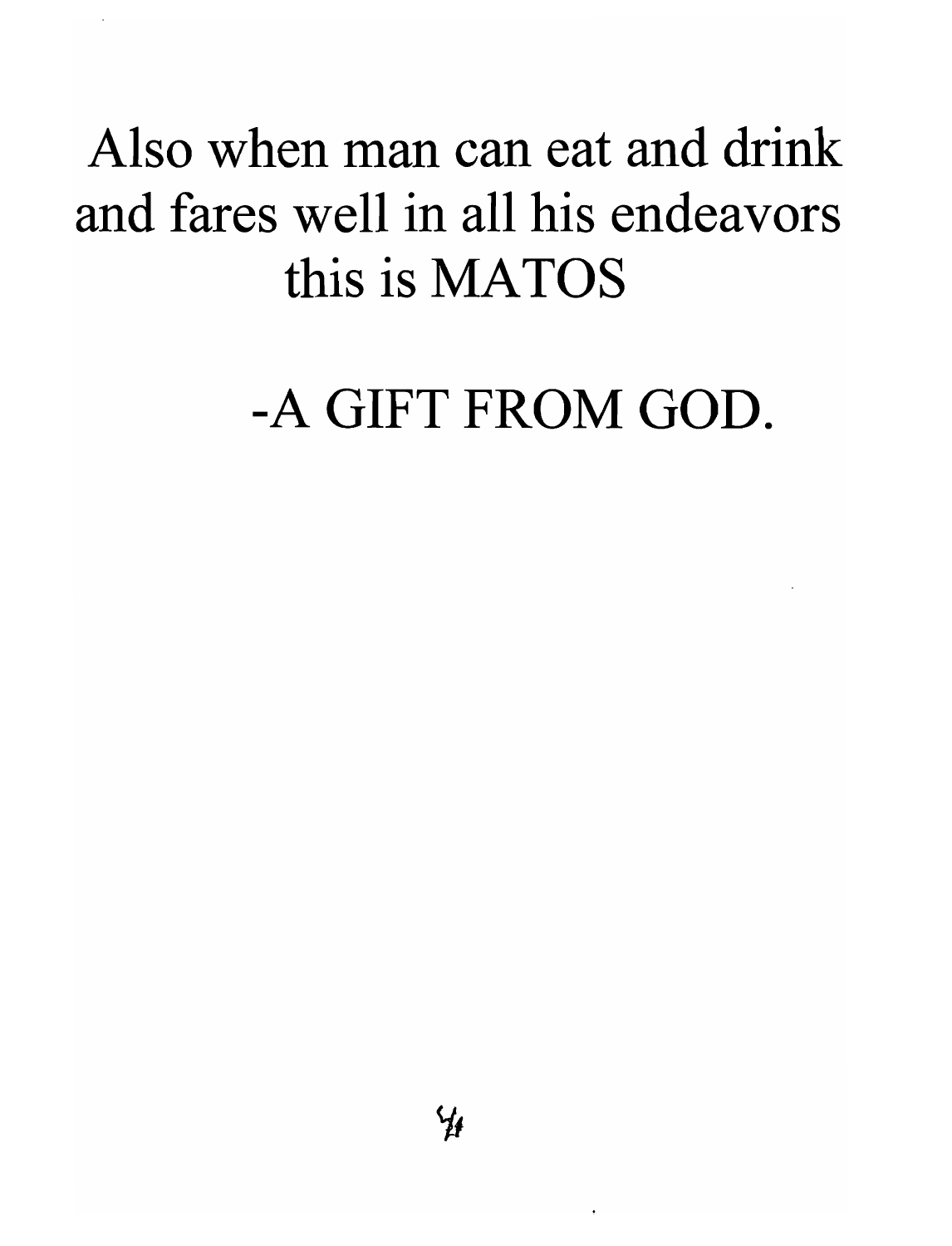Also when man can eat and drink and fares well in all his endeavors this is MATOS

-A GIFT FROM GOD.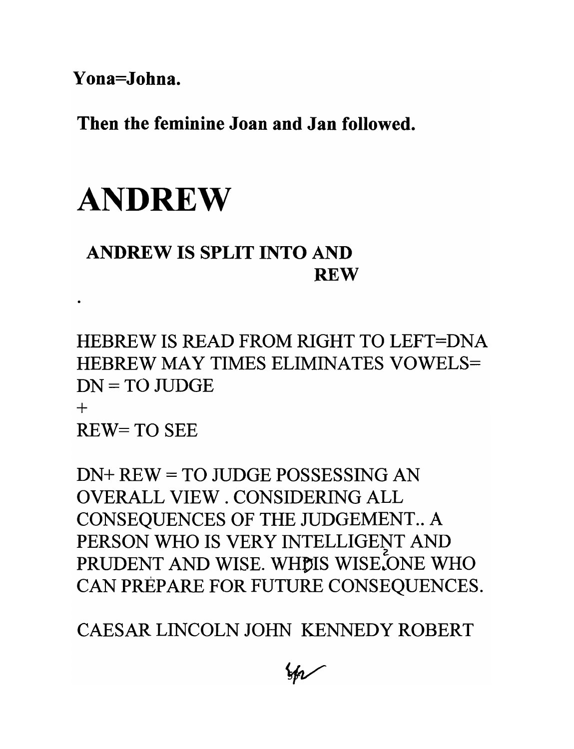**Yona=Johna.**

**Then the feminine Joan and Jan followed.**

# ANDREW

**ANDREW IS SPLIT INTO AND**
**REW**

.

HEBREW IS READ FROM RIGHT TO LEFT=DNA
HEBREW MAY TIMES ELIMINATES VOWELS=
DN = TO JUDGE
+
REW= TO SEE

DN+ REW = TO JUDGE POSSESSING AN OVERALL VIEW . CONSIDERING ALL CONSEQUENCES OF THE JUDGEMENT.. A PERSON WHO IS VERY INTELLIGENT AND PRUDENT AND WISE. WHO IS WISE. ONE WHO CAN PREPARE FOR FUTURE CONSEQUENCES.

CAESAR LINCOLN JOHN KENNEDY ROBERT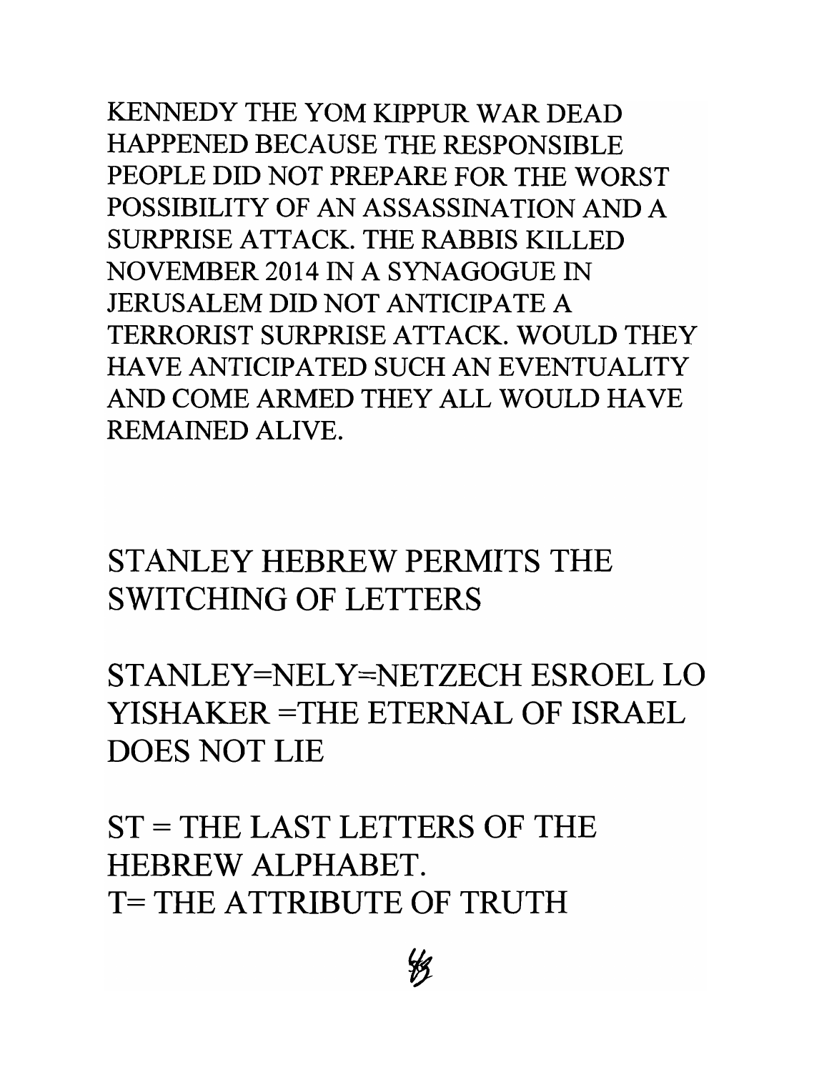KENNEDY THE YOM KIPPUR WAR DEAD HAPPENED BECAUSE THE RESPONSIBLE PEOPLE DID NOT PREPARE FOR THE WORST POSSIBILITY OF AN ASSASSINATION AND A SURPRISE ATTACK. THE RABBIS KILLED NOVEMBER 2014 IN A SYNAGOGUE IN JERUSALEM DID NOT ANTICIPATE A TERRORIST SURPRISE ATTACK. WOULD THEY HAVE ANTICIPATED SUCH AN EVENTUALITY AND COME ARMED THEY ALL WOULD HAVE REMAINED ALIVE.

STANLEY HEBREW PERMITS THE SWITCHING OF LETTERS

STANLEY=NELY=NETZECH ESROEL LO YISHAKER =THE ETERNAL OF ISRAEL DOES NOT LIE

ST = THE LAST LETTERS OF THE HEBREW ALPHABET.
T= THE ATTRIBUTE OF TRUTH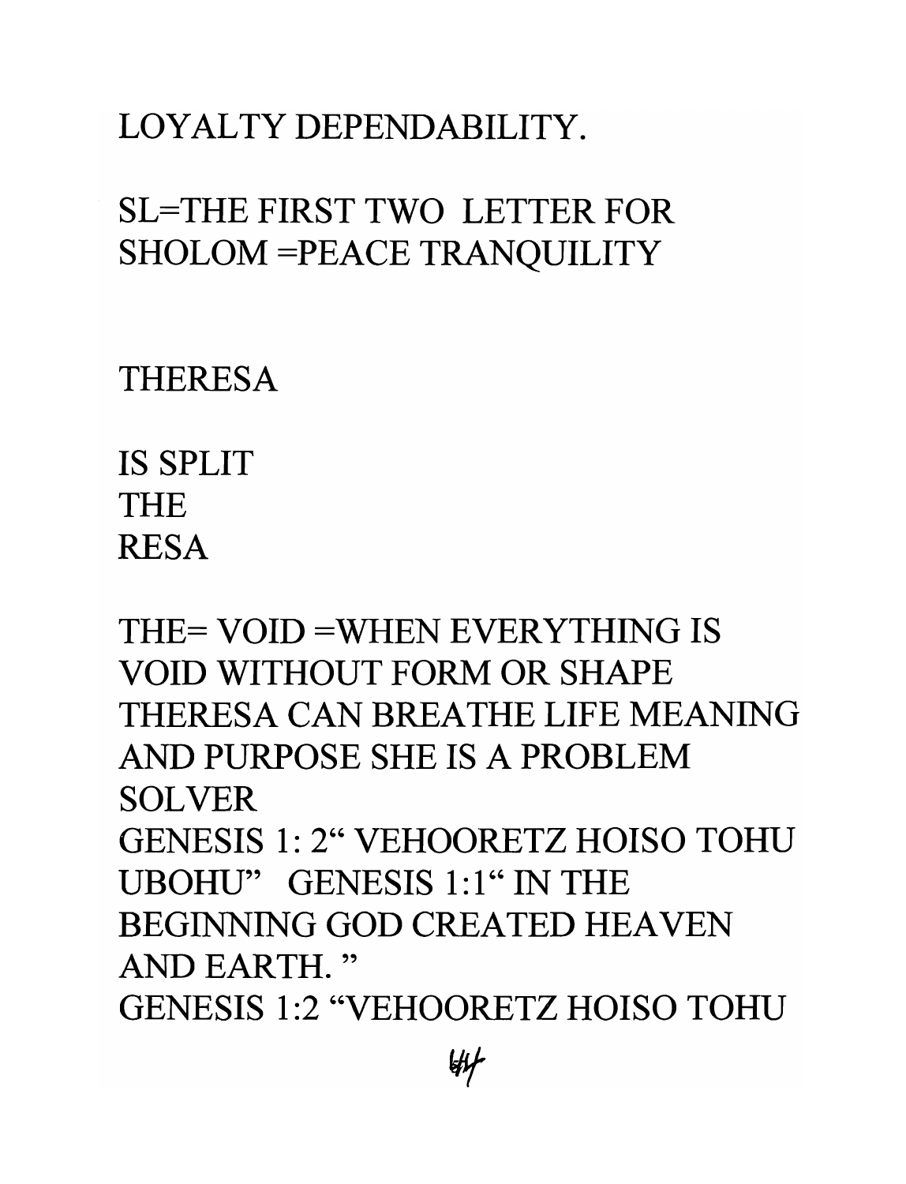LOYALTY DEPENDABILITY.

SL=THE FIRST TWO LETTER FOR SHOLOM =PEACE TRANQUILITY

THERESA

IS SPLIT
THE
RESA

THE= VOID =WHEN EVERYTHING IS VOID WITHOUT FORM OR SHAPE THERESA CAN BREATHE LIFE MEANING AND PURPOSE SHE IS A PROBLEM SOLVER
GENESIS 1: 2" VEHOORETZ HOISO TOHU UBOHU" GENESIS 1:1" IN THE BEGINNING GOD CREATED HEAVEN AND EARTH. "
GENESIS 1:2 "VEHOORETZ HOISO TOHU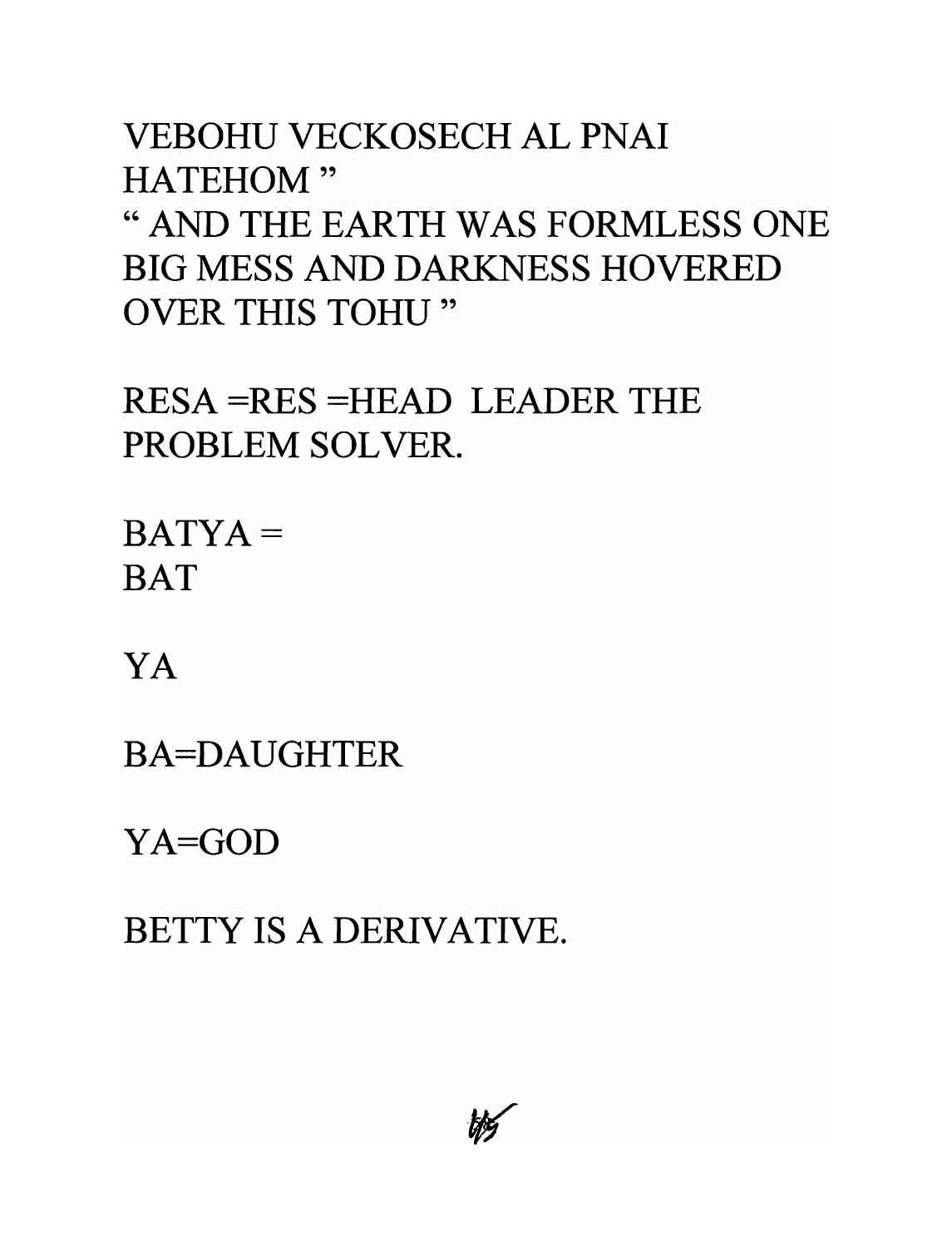VEBOHU VECKOSECH AL PNAI HATEHOM ”

“ AND THE EARTH WAS FORMLESS ONE BIG MESS AND DARKNESS HOVERED OVER THIS TOHU ”

RESA =RES =HEAD  LEADER THE PROBLEM SOLVER.

BATYA =
BAT

YA

BA=DAUGHTER

YA=GOD

BETTY IS A DERIVATIVE.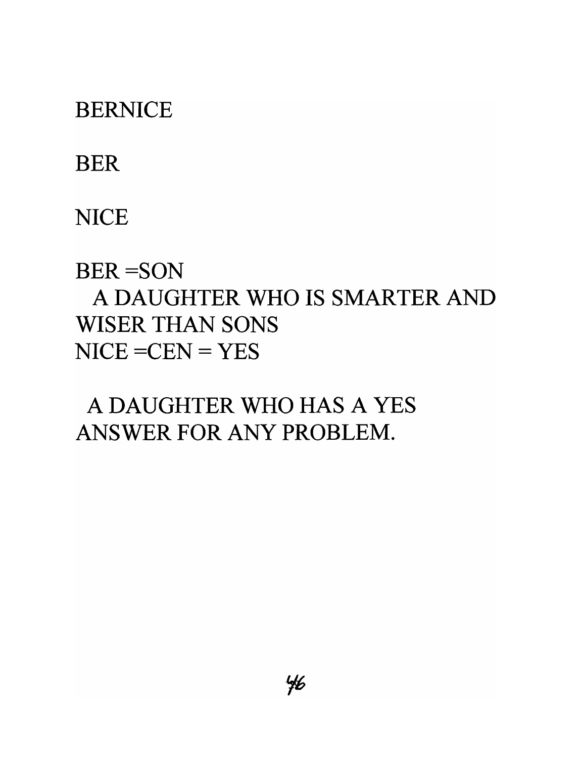BERNICE

BER

NICE

BER =SON
A DAUGHTER WHO IS SMARTER AND WISER THAN SONS
NICE =CEN = YES

A DAUGHTER WHO HAS A YES ANSWER FOR ANY PROBLEM.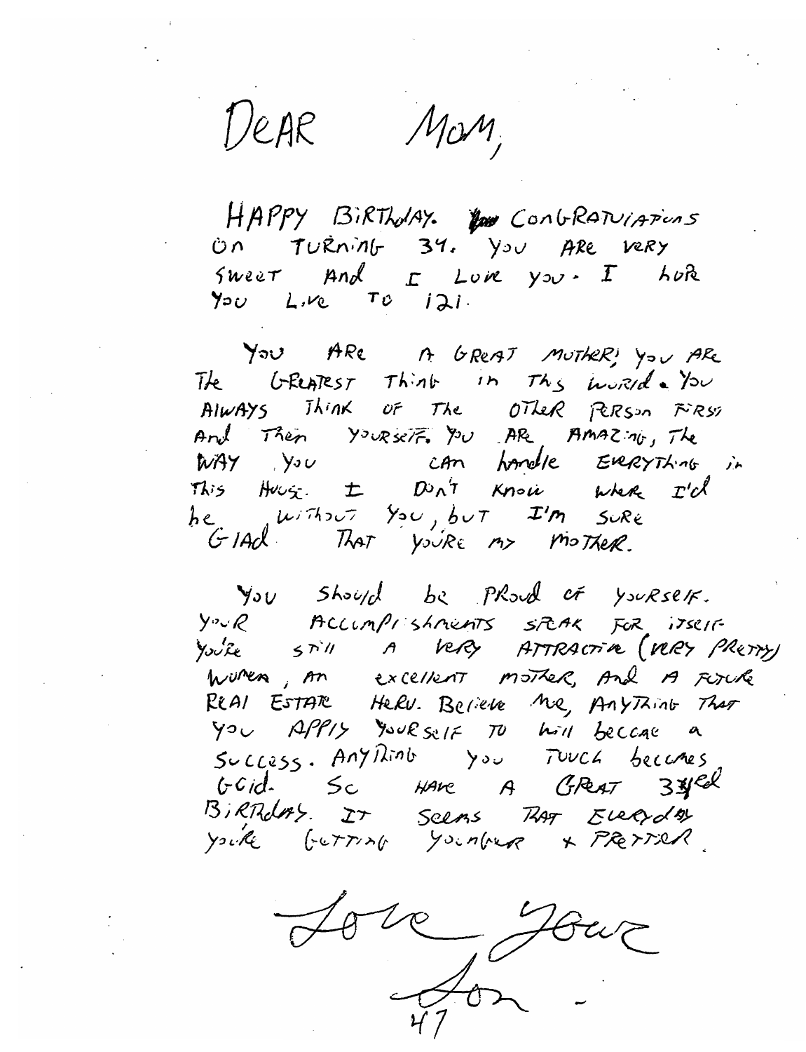DEAR MOM,

HAPPY BIRTHDAY. CONGRATULATIONS ON TURNING 34. YOU ARE VERY SWEET AND I LOVE YOU. I HOPE YOU LIVE TO 121.

YOU ARE A GREAT MOTHER; YOU ARE THE GREATEST THING IN THIS WORLD. YOU ALWAYS THINK OF THE OTHER PERSON FIRST AND THEN YOURSELF. YOU ARE AMAZING, THE WAY YOU CAN HANDLE EVERYTHING IN THIS HOUSE. I DON'T KNOW WHERE I'D BE WITHOUT YOU, BUT I'M SURE GLAD THAT YOU'RE MY MOTHER.

YOU SHOULD BE PROUD OF YOURSELF. YOUR ACCOMPLISHMENTS SPEAK FOR ITSELF. YOU'RE STILL A VERY ATTRACTIVE (VERY PRETTY) WOMEN, AN EXCELLENT MOTHER, AND A FUTURE REAL ESTATE HERO. BELIEVE ME, ANYTHING THAT YOU APPLY YOURSELF TO WILL BECOME A SUCCESS. ANYTHING YOU TOUCH BECOMES GOLD. SO HAVE A GREAT 34TH BIRTHDAY. IT SEEMS THAT EVERYDAY YOU'RE GETTING YOUNGER + PRETTIER.

Love Your

Son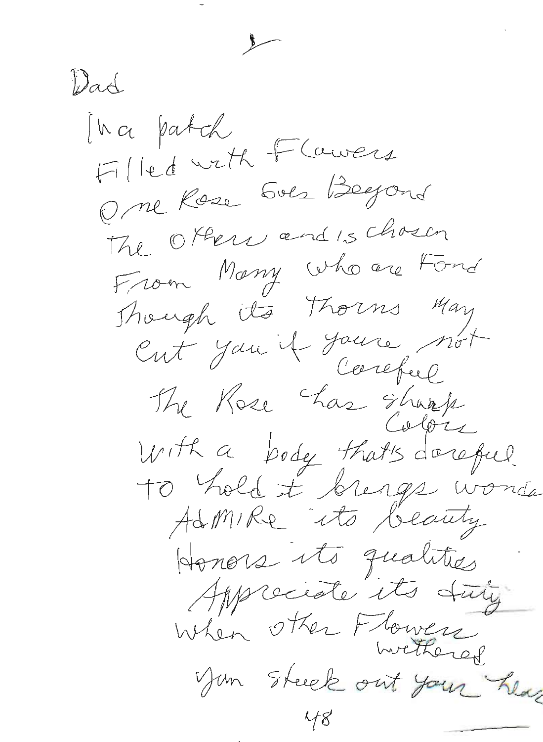Dad

In a patch
Filled with Flowers
One Rose Goes Beyond
The Others and is chosen
From Many who are Fond
Though its Thorns May
Cut you if youre not
Careful
The Rose has sharp
Colors
With a body that's carefull
To hold it brings wonder
AdMIRe its beauty
Honors its qualities
Appreciate its duty
When other Flowers
withered
You stuck out your head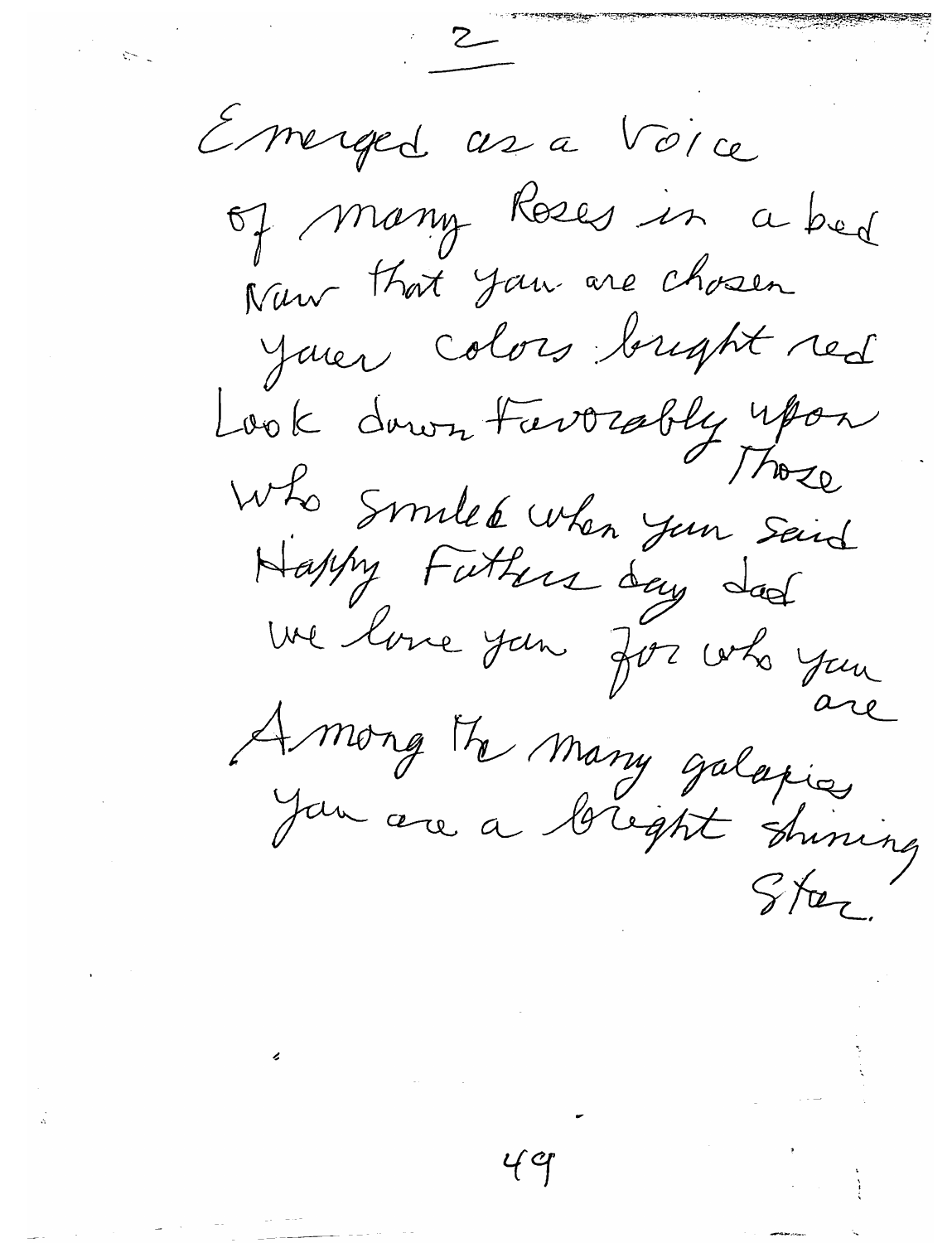Emerged as a Voice
of many Roses in a bed
Now that you are chosen
Your colors bright red
Look down Favorably upon Those
Who Smiled when you said
Happy Fathers day dad
We love you for who you are
Among the many galaxies
You are a bright shining Star.